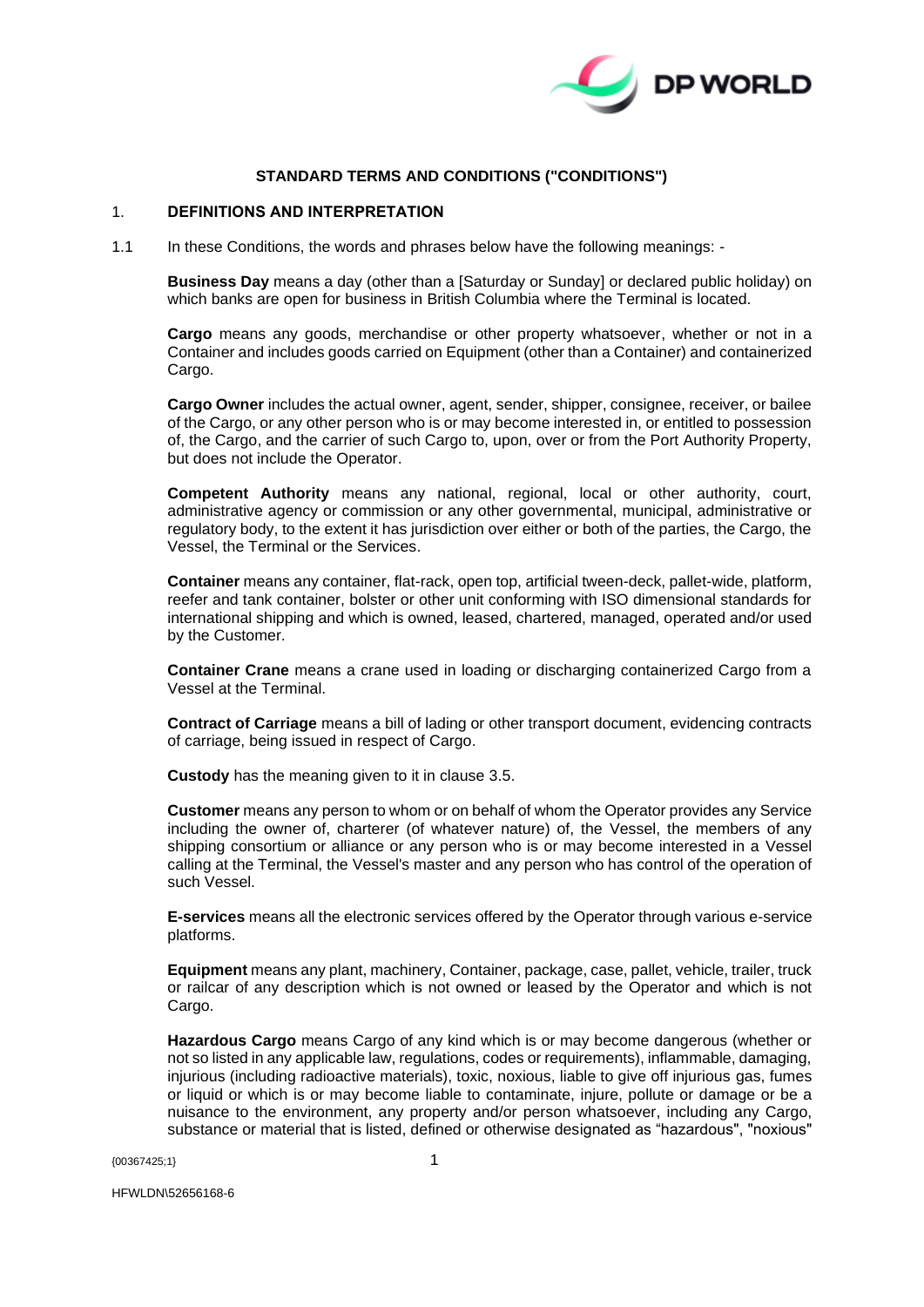**STANDARD TERMS AND CONDITIONS ("CONDITIONS")**

## 1. DEFINITIONS AND INTERPRETATION

1.1 In these Conditions, the words and phrases below have the following meanings: -

**Business Day** means a day (other than a [Saturday or Sunday] or declared public holiday) on which banks are open for business in British Columbia where the Terminal is located.

**Cargo** means any goods, merchandise or other property whatsoever, whether or not in a Container and includes goods carried on Equipment (other than a Container) and containerized Cargo.

**Cargo Owner** includes the actual owner, agent, sender, shipper, consignee, receiver, or bailee of the Cargo, or any other person who is or may become interested in, or entitled to possession of, the Cargo, and the carrier of such Cargo to, upon, over or from the Port Authority Property, but does not include the Operator.

**Competent Authority** means any national, regional, local or other authority, court, administrative agency or commission or any other governmental, municipal, administrative or regulatory body, to the extent it has jurisdiction over either or both of the parties, the Cargo, the Vessel, the Terminal or the Services.

**Container** means any container, flat-rack, open top, artificial tween-deck, pallet-wide, platform, reefer and tank container, bolster or other unit conforming with ISO dimensional standards for international shipping and which is owned, leased, chartered, managed, operated and/or used by the Customer.

**Container Crane** means a crane used in loading or discharging containerized Cargo from a Vessel at the Terminal.

**Contract of Carriage** means a bill of lading or other transport document, evidencing contracts of carriage, being issued in respect of Cargo.

**Custody** has the meaning given to it in clause 3.5.

**Customer** means any person to whom or on behalf of whom the Operator provides any Service including the owner of, charterer (of whatever nature) of, the Vessel, the members of any shipping consortium or alliance or any person who is or may become interested in a Vessel calling at the Terminal, the Vessel's master and any person who has control of the operation of such Vessel.

**E-services** means all the electronic services offered by the Operator through various e-service platforms.

**Equipment** means any plant, machinery, Container, package, case, pallet, vehicle, trailer, truck or railcar of any description which is not owned or leased by the Operator and which is not Cargo.

**Hazardous Cargo** means Cargo of any kind which is or may become dangerous (whether or not so listed in any applicable law, regulations, codes or requirements), inflammable, damaging, injurious (including radioactive materials), toxic, noxious, liable to give off injurious gas, fumes or liquid or which is or may become liable to contaminate, injure, pollute or damage or be a nuisance to the environment, any property and/or person whatsoever, including any Cargo, substance or material that is listed, defined or otherwise designated as "hazardous", "noxious"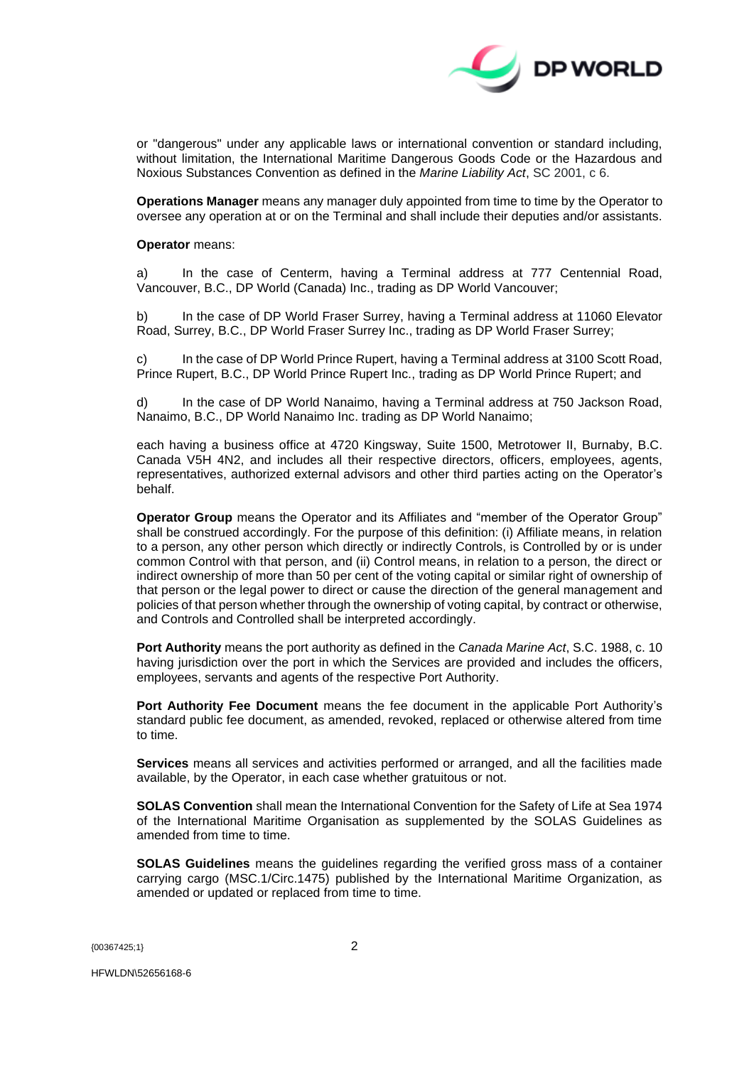or "dangerous" under any applicable laws or international convention or standard including, without limitation, the International Maritime Dangerous Goods Code or the Hazardous and Noxious Substances Convention as defined in the *Marine Liability Act*, SC 2001, c 6.

**Operations Manager** means any manager duly appointed from time to time by the Operator to oversee any operation at or on the Terminal and shall include their deputies and/or assistants.

**Operator** means:

a) In the case of Centerm, having a Terminal address at 777 Centennial Road, Vancouver, B.C., DP World (Canada) Inc., trading as DP World Vancouver;

b) In the case of DP World Fraser Surrey, having a Terminal address at 11060 Elevator Road, Surrey, B.C., DP World Fraser Surrey Inc., trading as DP World Fraser Surrey;

c) In the case of DP World Prince Rupert, having a Terminal address at 3100 Scott Road, Prince Rupert, B.C., DP World Prince Rupert Inc., trading as DP World Prince Rupert; and

d) In the case of DP World Nanaimo, having a Terminal address at 750 Jackson Road, Nanaimo, B.C., DP World Nanaimo Inc. trading as DP World Nanaimo;

each having a business office at 4720 Kingsway, Suite 1500, Metrotower II, Burnaby, B.C. Canada V5H 4N2, and includes all their respective directors, officers, employees, agents, representatives, authorized external advisors and other third parties acting on the Operator's behalf.

**Operator Group** means the Operator and its Affiliates and "member of the Operator Group" shall be construed accordingly. For the purpose of this definition: (i) Affiliate means, in relation to a person, any other person which directly or indirectly Controls, is Controlled by or is under common Control with that person, and (ii) Control means, in relation to a person, the direct or indirect ownership of more than 50 per cent of the voting capital or similar right of ownership of that person or the legal power to direct or cause the direction of the general management and policies of that person whether through the ownership of voting capital, by contract or otherwise, and Controls and Controlled shall be interpreted accordingly.

**Port Authority** means the port authority as defined in the *Canada Marine Act*, S.C. 1988, c. 10 having jurisdiction over the port in which the Services are provided and includes the officers, employees, servants and agents of the respective Port Authority.

**Port Authority Fee Document** means the fee document in the applicable Port Authority's standard public fee document, as amended, revoked, replaced or otherwise altered from time to time.

**Services** means all services and activities performed or arranged, and all the facilities made available, by the Operator, in each case whether gratuitous or not.

**SOLAS Convention** shall mean the International Convention for the Safety of Life at Sea 1974 of the International Maritime Organisation as supplemented by the SOLAS Guidelines as amended from time to time.

**SOLAS Guidelines** means the guidelines regarding the verified gross mass of a container carrying cargo (MSC.1/Circ.1475) published by the International Maritime Organization, as amended or updated or replaced from time to time.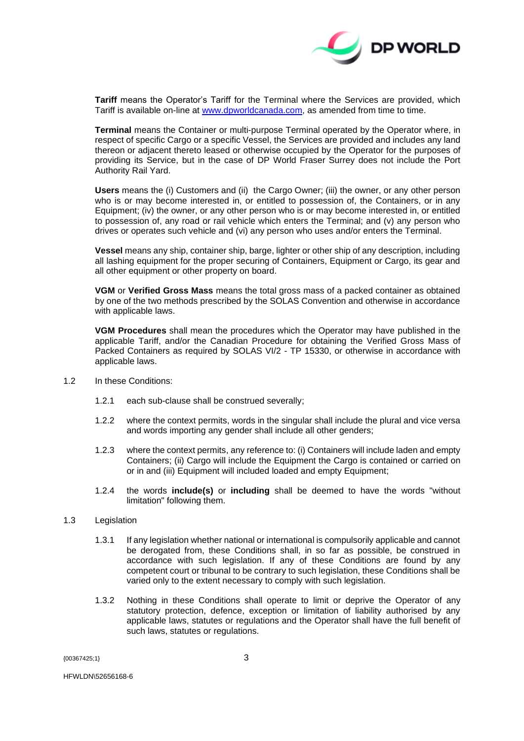**Tariff** means the Operator's Tariff for the Terminal where the Services are provided, which Tariff is available on-line at www.dpworldcanada.com, as amended from time to time.

**Terminal** means the Container or multi-purpose Terminal operated by the Operator where, in respect of specific Cargo or a specific Vessel, the Services are provided and includes any land thereon or adjacent thereto leased or otherwise occupied by the Operator for the purposes of providing its Service, but in the case of DP World Fraser Surrey does not include the Port Authority Rail Yard.

**Users** means the (i) Customers and (ii) the Cargo Owner; (iii) the owner, or any other person who is or may become interested in, or entitled to possession of, the Containers, or in any Equipment; (iv) the owner, or any other person who is or may become interested in, or entitled to possession of, any road or rail vehicle which enters the Terminal; and (v) any person who drives or operates such vehicle and (vi) any person who uses and/or enters the Terminal.

**Vessel** means any ship, container ship, barge, lighter or other ship of any description, including all lashing equipment for the proper securing of Containers, Equipment or Cargo, its gear and all other equipment or other property on board.

**VGM** or **Verified Gross Mass** means the total gross mass of a packed container as obtained by one of the two methods prescribed by the SOLAS Convention and otherwise in accordance with applicable laws.

**VGM Procedures** shall mean the procedures which the Operator may have published in the applicable Tariff, and/or the Canadian Procedure for obtaining the Verified Gross Mass of Packed Containers as required by SOLAS VI/2 - TP 15330, or otherwise in accordance with applicable laws.

1.2 In these Conditions:

1.2.1 each sub-clause shall be construed severally;

1.2.2 where the context permits, words in the singular shall include the plural and vice versa and words importing any gender shall include all other genders;

1.2.3 where the context permits, any reference to: (i) Containers will include laden and empty Containers; (ii) Cargo will include the Equipment the Cargo is contained or carried on or in and (iii) Equipment will included loaded and empty Equipment;

1.2.4 the words **include(s)** or **including** shall be deemed to have the words "without limitation" following them.

1.3 Legislation

1.3.1 If any legislation whether national or international is compulsorily applicable and cannot be derogated from, these Conditions shall, in so far as possible, be construed in accordance with such legislation. If any of these Conditions are found by any competent court or tribunal to be contrary to such legislation, these Conditions shall be varied only to the extent necessary to comply with such legislation.

1.3.2 Nothing in these Conditions shall operate to limit or deprive the Operator of any statutory protection, defence, exception or limitation of liability authorised by any applicable laws, statutes or regulations and the Operator shall have the full benefit of such laws, statutes or regulations.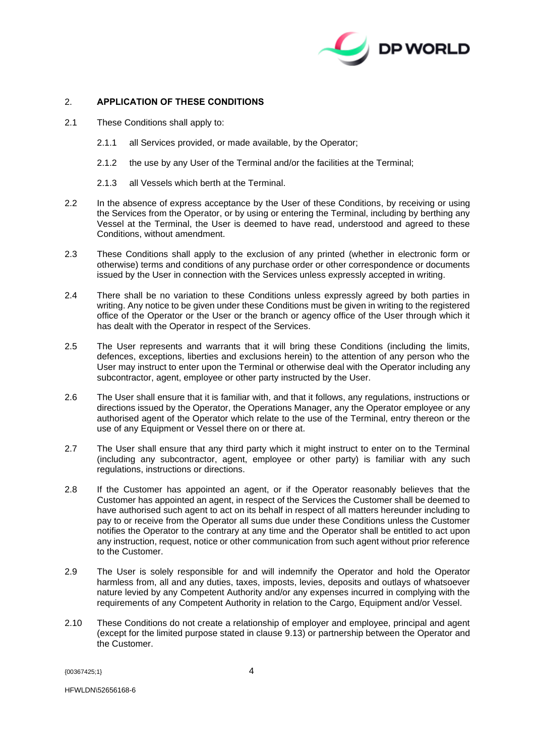## 2. APPLICATION OF THESE CONDITIONS

2.1 These Conditions shall apply to:

2.1.1 all Services provided, or made available, by the Operator;

2.1.2 the use by any User of the Terminal and/or the facilities at the Terminal;

2.1.3 all Vessels which berth at the Terminal.

2.2 In the absence of express acceptance by the User of these Conditions, by receiving or using the Services from the Operator, or by using or entering the Terminal, including by berthing any Vessel at the Terminal, the User is deemed to have read, understood and agreed to these Conditions, without amendment.

2.3 These Conditions shall apply to the exclusion of any printed (whether in electronic form or otherwise) terms and conditions of any purchase order or other correspondence or documents issued by the User in connection with the Services unless expressly accepted in writing.

2.4 There shall be no variation to these Conditions unless expressly agreed by both parties in writing. Any notice to be given under these Conditions must be given in writing to the registered office of the Operator or the User or the branch or agency office of the User through which it has dealt with the Operator in respect of the Services.

2.5 The User represents and warrants that it will bring these Conditions (including the limits, defences, exceptions, liberties and exclusions herein) to the attention of any person who the User may instruct to enter upon the Terminal or otherwise deal with the Operator including any subcontractor, agent, employee or other party instructed by the User.

2.6 The User shall ensure that it is familiar with, and that it follows, any regulations, instructions or directions issued by the Operator, the Operations Manager, any the Operator employee or any authorised agent of the Operator which relate to the use of the Terminal, entry thereon or the use of any Equipment or Vessel there on or there at.

2.7 The User shall ensure that any third party which it might instruct to enter on to the Terminal (including any subcontractor, agent, employee or other party) is familiar with any such regulations, instructions or directions.

2.8 If the Customer has appointed an agent, or if the Operator reasonably believes that the Customer has appointed an agent, in respect of the Services the Customer shall be deemed to have authorised such agent to act on its behalf in respect of all matters hereunder including to pay to or receive from the Operator all sums due under these Conditions unless the Customer notifies the Operator to the contrary at any time and the Operator shall be entitled to act upon any instruction, request, notice or other communication from such agent without prior reference to the Customer.

2.9 The User is solely responsible for and will indemnify the Operator and hold the Operator harmless from, all and any duties, taxes, imposts, levies, deposits and outlays of whatsoever nature levied by any Competent Authority and/or any expenses incurred in complying with the requirements of any Competent Authority in relation to the Cargo, Equipment and/or Vessel.

2.10 These Conditions do not create a relationship of employer and employee, principal and agent (except for the limited purpose stated in clause 9.13) or partnership between the Operator and the Customer.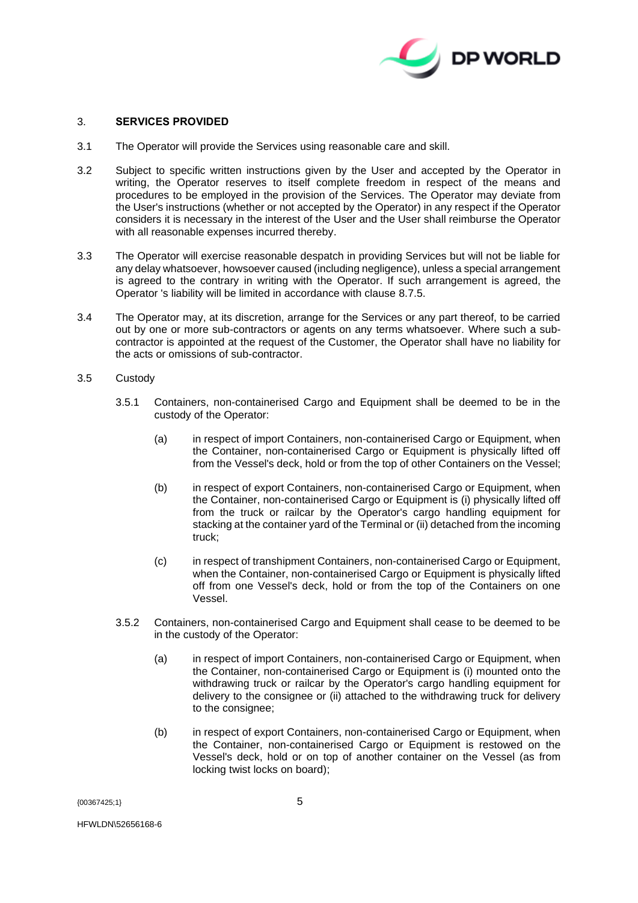## 3. SERVICES PROVIDED

3.1 The Operator will provide the Services using reasonable care and skill.

3.2 Subject to specific written instructions given by the User and accepted by the Operator in writing, the Operator reserves to itself complete freedom in respect of the means and procedures to be employed in the provision of the Services. The Operator may deviate from the User's instructions (whether or not accepted by the Operator) in any respect if the Operator considers it is necessary in the interest of the User and the User shall reimburse the Operator with all reasonable expenses incurred thereby.

3.3 The Operator will exercise reasonable despatch in providing Services but will not be liable for any delay whatsoever, howsoever caused (including negligence), unless a special arrangement is agreed to the contrary in writing with the Operator. If such arrangement is agreed, the Operator 's liability will be limited in accordance with clause 8.7.5.

3.4 The Operator may, at its discretion, arrange for the Services or any part thereof, to be carried out by one or more sub-contractors or agents on any terms whatsoever. Where such a sub-contractor is appointed at the request of the Customer, the Operator shall have no liability for the acts or omissions of sub-contractor.

3.5 Custody

3.5.1 Containers, non-containerised Cargo and Equipment shall be deemed to be in the custody of the Operator:

(a) in respect of import Containers, non-containerised Cargo or Equipment, when the Container, non-containerised Cargo or Equipment is physically lifted off from the Vessel's deck, hold or from the top of other Containers on the Vessel;

(b) in respect of export Containers, non-containerised Cargo or Equipment, when the Container, non-containerised Cargo or Equipment is (i) physically lifted off from the truck or railcar by the Operator's cargo handling equipment for stacking at the container yard of the Terminal or (ii) detached from the incoming truck;

(c) in respect of transhipment Containers, non-containerised Cargo or Equipment, when the Container, non-containerised Cargo or Equipment is physically lifted off from one Vessel's deck, hold or from the top of the Containers on one Vessel.

3.5.2 Containers, non-containerised Cargo and Equipment shall cease to be deemed to be in the custody of the Operator:

(a) in respect of import Containers, non-containerised Cargo or Equipment, when the Container, non-containerised Cargo or Equipment is (i) mounted onto the withdrawing truck or railcar by the Operator's cargo handling equipment for delivery to the consignee or (ii) attached to the withdrawing truck for delivery to the consignee;

(b) in respect of export Containers, non-containerised Cargo or Equipment, when the Container, non-containerised Cargo or Equipment is restowed on the Vessel's deck, hold or on top of another container on the Vessel (as from locking twist locks on board);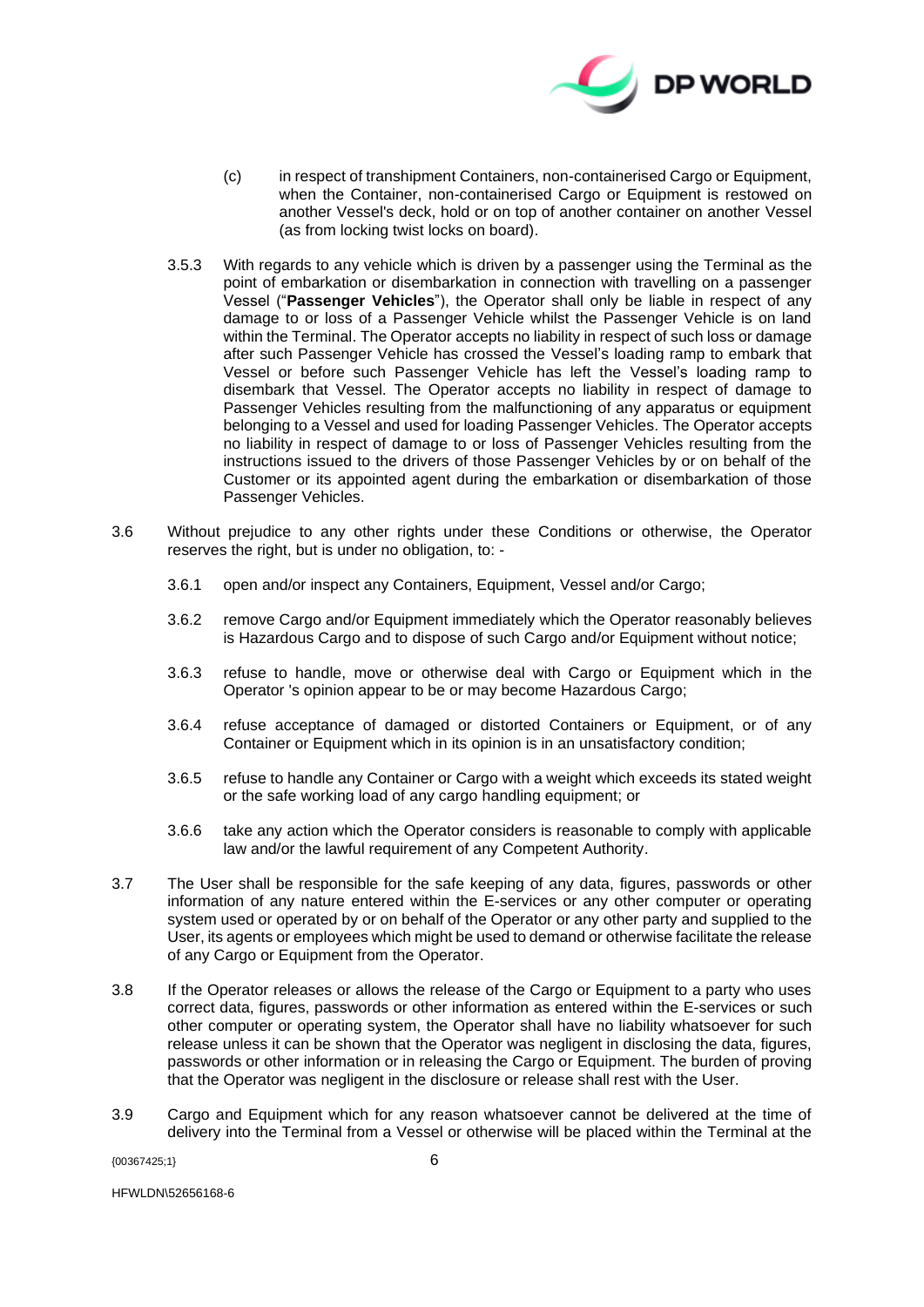(c) in respect of transhipment Containers, non-containerised Cargo or Equipment, when the Container, non-containerised Cargo or Equipment is restowed on another Vessel's deck, hold or on top of another container on another Vessel (as from locking twist locks on board).

3.5.3 With regards to any vehicle which is driven by a passenger using the Terminal as the point of embarkation or disembarkation in connection with travelling on a passenger Vessel ("**Passenger Vehicles**"), the Operator shall only be liable in respect of any damage to or loss of a Passenger Vehicle whilst the Passenger Vehicle is on land within the Terminal. The Operator accepts no liability in respect of such loss or damage after such Passenger Vehicle has crossed the Vessel's loading ramp to embark that Vessel or before such Passenger Vehicle has left the Vessel's loading ramp to disembark that Vessel. The Operator accepts no liability in respect of damage to Passenger Vehicles resulting from the malfunctioning of any apparatus or equipment belonging to a Vessel and used for loading Passenger Vehicles. The Operator accepts no liability in respect of damage to or loss of Passenger Vehicles resulting from the instructions issued to the drivers of those Passenger Vehicles by or on behalf of the Customer or its appointed agent during the embarkation or disembarkation of those Passenger Vehicles.

3.6 Without prejudice to any other rights under these Conditions or otherwise, the Operator reserves the right, but is under no obligation, to: -

3.6.1 open and/or inspect any Containers, Equipment, Vessel and/or Cargo;

3.6.2 remove Cargo and/or Equipment immediately which the Operator reasonably believes is Hazardous Cargo and to dispose of such Cargo and/or Equipment without notice;

3.6.3 refuse to handle, move or otherwise deal with Cargo or Equipment which in the Operator 's opinion appear to be or may become Hazardous Cargo;

3.6.4 refuse acceptance of damaged or distorted Containers or Equipment, or of any Container or Equipment which in its opinion is in an unsatisfactory condition;

3.6.5 refuse to handle any Container or Cargo with a weight which exceeds its stated weight or the safe working load of any cargo handling equipment; or

3.6.6 take any action which the Operator considers is reasonable to comply with applicable law and/or the lawful requirement of any Competent Authority.

3.7 The User shall be responsible for the safe keeping of any data, figures, passwords or other information of any nature entered within the E-services or any other computer or operating system used or operated by or on behalf of the Operator or any other party and supplied to the User, its agents or employees which might be used to demand or otherwise facilitate the release of any Cargo or Equipment from the Operator.

3.8 If the Operator releases or allows the release of the Cargo or Equipment to a party who uses correct data, figures, passwords or other information as entered within the E-services or such other computer or operating system, the Operator shall have no liability whatsoever for such release unless it can be shown that the Operator was negligent in disclosing the data, figures, passwords or other information or in releasing the Cargo or Equipment. The burden of proving that the Operator was negligent in the disclosure or release shall rest with the User.

3.9 Cargo and Equipment which for any reason whatsoever cannot be delivered at the time of delivery into the Terminal from a Vessel or otherwise will be placed within the Terminal at the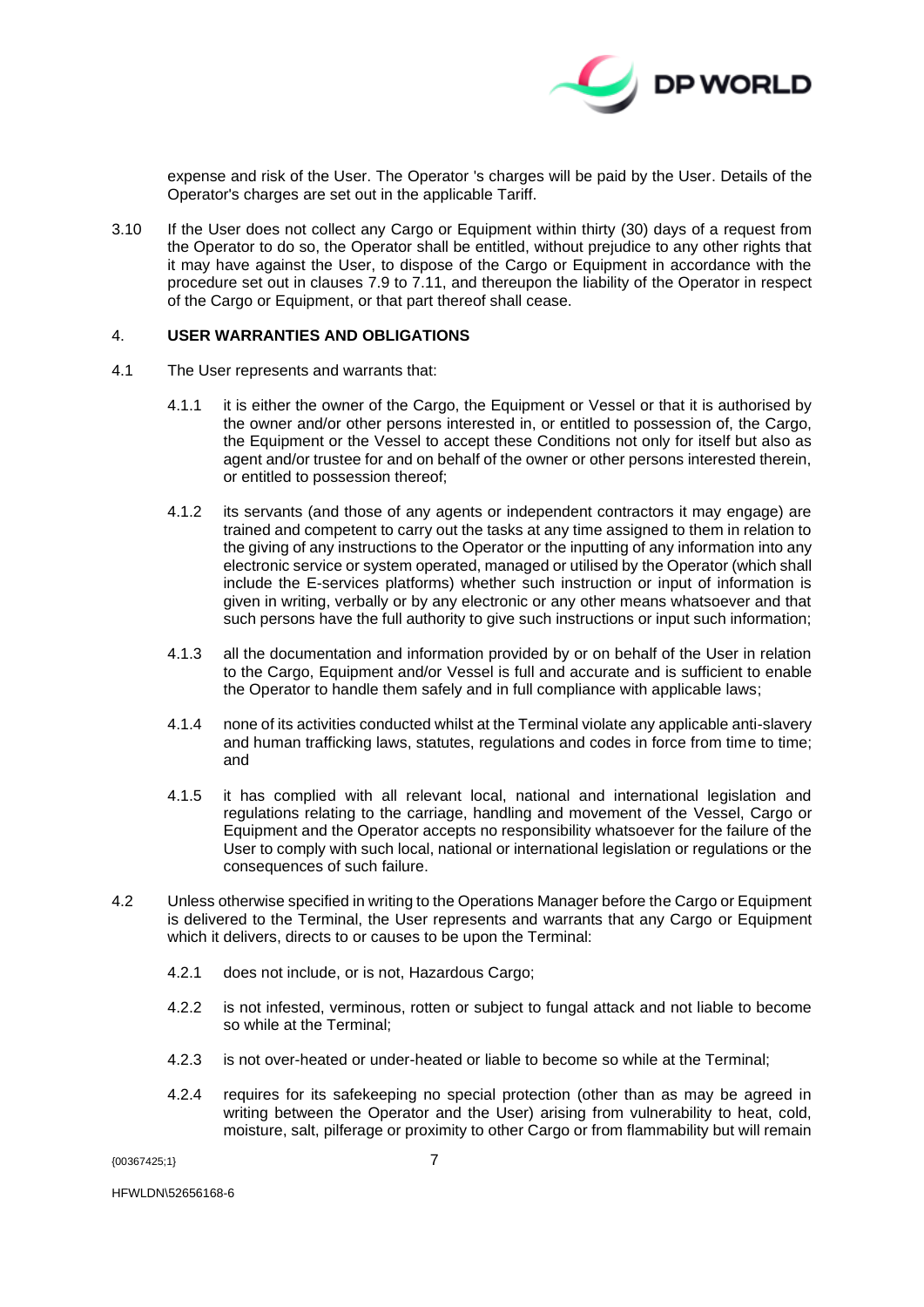expense and risk of the User. The Operator 's charges will be paid by the User. Details of the Operator's charges are set out in the applicable Tariff.

3.10 If the User does not collect any Cargo or Equipment within thirty (30) days of a request from the Operator to do so, the Operator shall be entitled, without prejudice to any other rights that it may have against the User, to dispose of the Cargo or Equipment in accordance with the procedure set out in clauses 7.9 to 7.11, and thereupon the liability of the Operator in respect of the Cargo or Equipment, or that part thereof shall cease.

## 4. USER WARRANTIES AND OBLIGATIONS

4.1 The User represents and warrants that:

4.1.1 it is either the owner of the Cargo, the Equipment or Vessel or that it is authorised by the owner and/or other persons interested in, or entitled to possession of, the Cargo, the Equipment or the Vessel to accept these Conditions not only for itself but also as agent and/or trustee for and on behalf of the owner or other persons interested therein, or entitled to possession thereof;

4.1.2 its servants (and those of any agents or independent contractors it may engage) are trained and competent to carry out the tasks at any time assigned to them in relation to the giving of any instructions to the Operator or the inputting of any information into any electronic service or system operated, managed or utilised by the Operator (which shall include the E-services platforms) whether such instruction or input of information is given in writing, verbally or by any electronic or any other means whatsoever and that such persons have the full authority to give such instructions or input such information;

4.1.3 all the documentation and information provided by or on behalf of the User in relation to the Cargo, Equipment and/or Vessel is full and accurate and is sufficient to enable the Operator to handle them safely and in full compliance with applicable laws;

4.1.4 none of its activities conducted whilst at the Terminal violate any applicable anti-slavery and human trafficking laws, statutes, regulations and codes in force from time to time; and

4.1.5 it has complied with all relevant local, national and international legislation and regulations relating to the carriage, handling and movement of the Vessel, Cargo or Equipment and the Operator accepts no responsibility whatsoever for the failure of the User to comply with such local, national or international legislation or regulations or the consequences of such failure.

4.2 Unless otherwise specified in writing to the Operations Manager before the Cargo or Equipment is delivered to the Terminal, the User represents and warrants that any Cargo or Equipment which it delivers, directs to or causes to be upon the Terminal:

4.2.1 does not include, or is not, Hazardous Cargo;

4.2.2 is not infested, verminous, rotten or subject to fungal attack and not liable to become so while at the Terminal;

4.2.3 is not over-heated or under-heated or liable to become so while at the Terminal;

4.2.4 requires for its safekeeping no special protection (other than as may be agreed in writing between the Operator and the User) arising from vulnerability to heat, cold, moisture, salt, pilferage or proximity to other Cargo or from flammability but will remain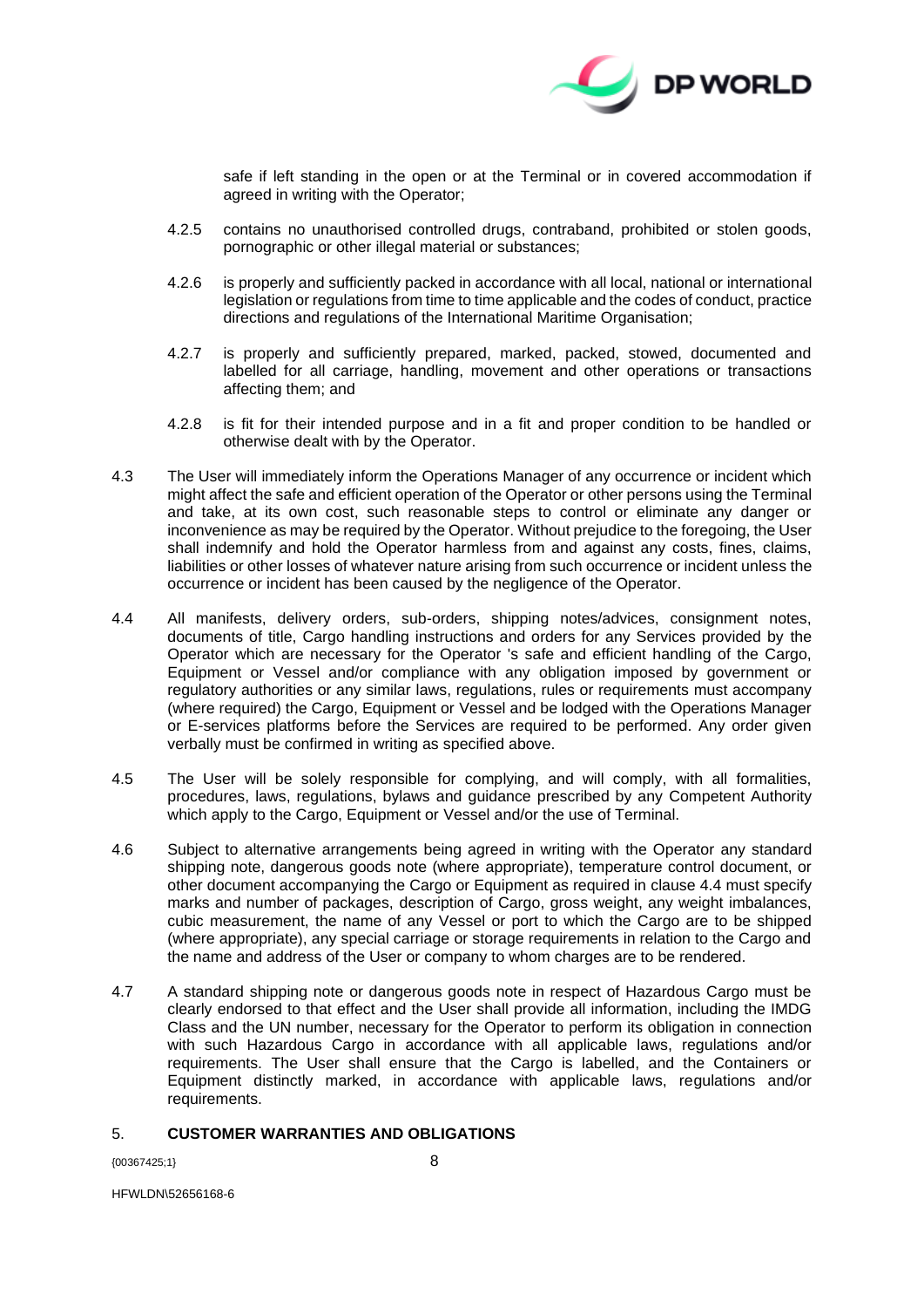safe if left standing in the open or at the Terminal or in covered accommodation if agreed in writing with the Operator;

4.2.5 contains no unauthorised controlled drugs, contraband, prohibited or stolen goods, pornographic or other illegal material or substances;

4.2.6 is properly and sufficiently packed in accordance with all local, national or international legislation or regulations from time to time applicable and the codes of conduct, practice directions and regulations of the International Maritime Organisation;

4.2.7 is properly and sufficiently prepared, marked, packed, stowed, documented and labelled for all carriage, handling, movement and other operations or transactions affecting them; and

4.2.8 is fit for their intended purpose and in a fit and proper condition to be handled or otherwise dealt with by the Operator.

4.3 The User will immediately inform the Operations Manager of any occurrence or incident which might affect the safe and efficient operation of the Operator or other persons using the Terminal and take, at its own cost, such reasonable steps to control or eliminate any danger or inconvenience as may be required by the Operator. Without prejudice to the foregoing, the User shall indemnify and hold the Operator harmless from and against any costs, fines, claims, liabilities or other losses of whatever nature arising from such occurrence or incident unless the occurrence or incident has been caused by the negligence of the Operator.

4.4 All manifests, delivery orders, sub-orders, shipping notes/advices, consignment notes, documents of title, Cargo handling instructions and orders for any Services provided by the Operator which are necessary for the Operator 's safe and efficient handling of the Cargo, Equipment or Vessel and/or compliance with any obligation imposed by government or regulatory authorities or any similar laws, regulations, rules or requirements must accompany (where required) the Cargo, Equipment or Vessel and be lodged with the Operations Manager or E-services platforms before the Services are required to be performed. Any order given verbally must be confirmed in writing as specified above.

4.5 The User will be solely responsible for complying, and will comply, with all formalities, procedures, laws, regulations, bylaws and guidance prescribed by any Competent Authority which apply to the Cargo, Equipment or Vessel and/or the use of Terminal.

4.6 Subject to alternative arrangements being agreed in writing with the Operator any standard shipping note, dangerous goods note (where appropriate), temperature control document, or other document accompanying the Cargo or Equipment as required in clause 4.4 must specify marks and number of packages, description of Cargo, gross weight, any weight imbalances, cubic measurement, the name of any Vessel or port to which the Cargo are to be shipped (where appropriate), any special carriage or storage requirements in relation to the Cargo and the name and address of the User or company to whom charges are to be rendered.

4.7 A standard shipping note or dangerous goods note in respect of Hazardous Cargo must be clearly endorsed to that effect and the User shall provide all information, including the IMDG Class and the UN number, necessary for the Operator to perform its obligation in connection with such Hazardous Cargo in accordance with all applicable laws, regulations and/or requirements. The User shall ensure that the Cargo is labelled, and the Containers or Equipment distinctly marked, in accordance with applicable laws, regulations and/or requirements.

## 5. **CUSTOMER WARRANTIES AND OBLIGATIONS**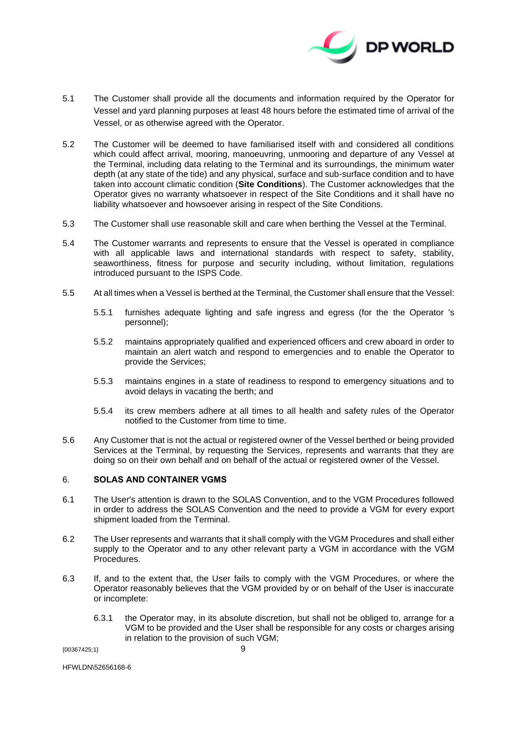5.1 The Customer shall provide all the documents and information required by the Operator for Vessel and yard planning purposes at least 48 hours before the estimated time of arrival of the Vessel, or as otherwise agreed with the Operator.

5.2 The Customer will be deemed to have familiarised itself with and considered all conditions which could affect arrival, mooring, manoeuvring, unmooring and departure of any Vessel at the Terminal, including data relating to the Terminal and its surroundings, the minimum water depth (at any state of the tide) and any physical, surface and sub-surface condition and to have taken into account climatic condition (**Site Conditions**). The Customer acknowledges that the Operator gives no warranty whatsoever in respect of the Site Conditions and it shall have no liability whatsoever and howsoever arising in respect of the Site Conditions.

5.3 The Customer shall use reasonable skill and care when berthing the Vessel at the Terminal.

5.4 The Customer warrants and represents to ensure that the Vessel is operated in compliance with all applicable laws and international standards with respect to safety, stability, seaworthiness, fitness for purpose and security including, without limitation, regulations introduced pursuant to the ISPS Code.

5.5 At all times when a Vessel is berthed at the Terminal, the Customer shall ensure that the Vessel:

5.5.1 furnishes adequate lighting and safe ingress and egress (for the the Operator 's personnel);

5.5.2 maintains appropriately qualified and experienced officers and crew aboard in order to maintain an alert watch and respond to emergencies and to enable the Operator to provide the Services;

5.5.3 maintains engines in a state of readiness to respond to emergency situations and to avoid delays in vacating the berth; and

5.5.4 its crew members adhere at all times to all health and safety rules of the Operator notified to the Customer from time to time.

5.6 Any Customer that is not the actual or registered owner of the Vessel berthed or being provided Services at the Terminal, by requesting the Services, represents and warrants that they are doing so on their own behalf and on behalf of the actual or registered owner of the Vessel.

## 6. SOLAS AND CONTAINER VGMS

6.1 The User's attention is drawn to the SOLAS Convention, and to the VGM Procedures followed in order to address the SOLAS Convention and the need to provide a VGM for every export shipment loaded from the Terminal.

6.2 The User represents and warrants that it shall comply with the VGM Procedures and shall either supply to the Operator and to any other relevant party a VGM in accordance with the VGM Procedures.

6.3 If, and to the extent that, the User fails to comply with the VGM Procedures, or where the Operator reasonably believes that the VGM provided by or on behalf of the User is inaccurate or incomplete:

6.3.1 the Operator may, in its absolute discretion, but shall not be obliged to, arrange for a VGM to be provided and the User shall be responsible for any costs or charges arising in relation to the provision of such VGM;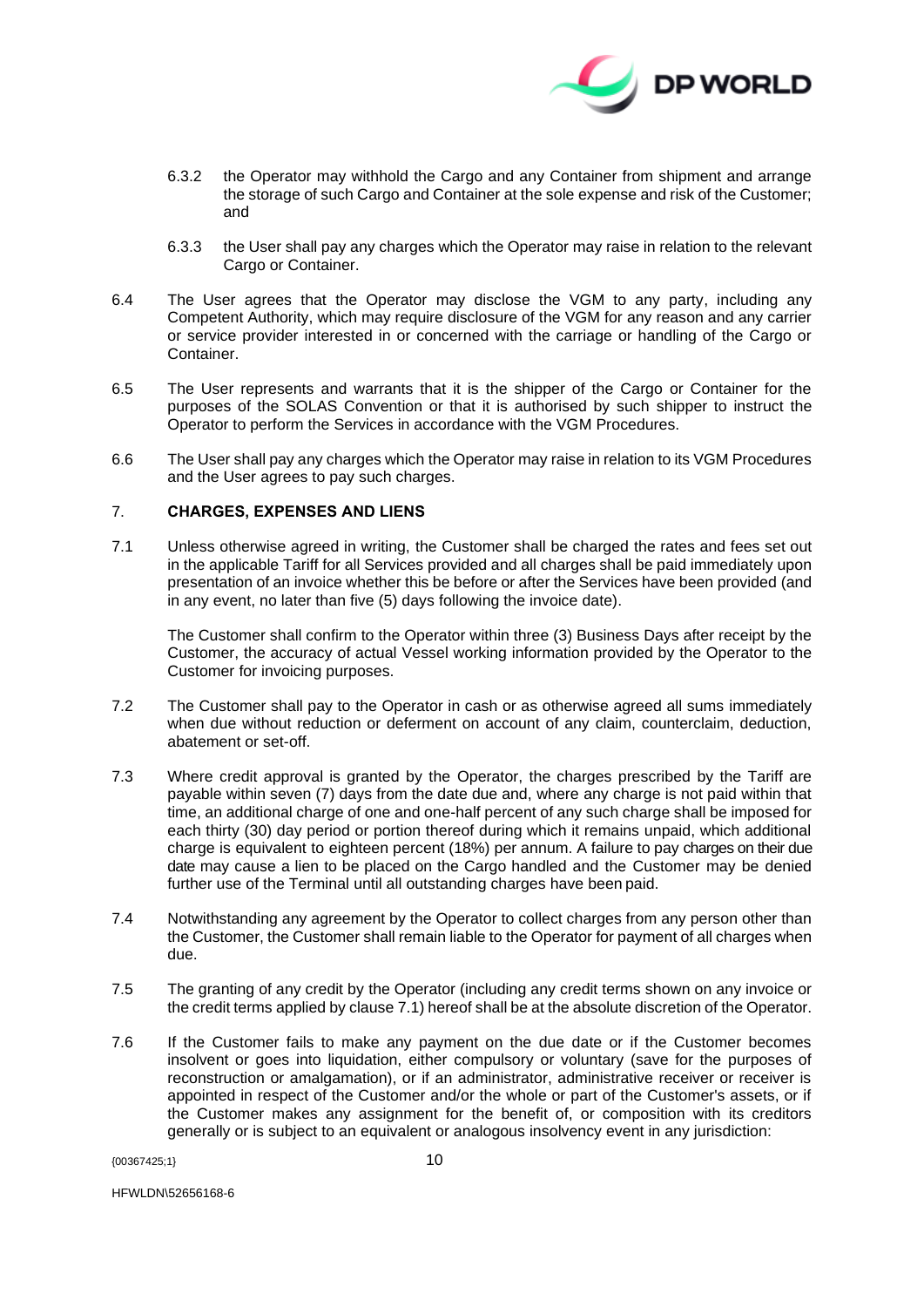6.3.2 the Operator may withhold the Cargo and any Container from shipment and arrange the storage of such Cargo and Container at the sole expense and risk of the Customer; and

6.3.3 the User shall pay any charges which the Operator may raise in relation to the relevant Cargo or Container.

6.4 The User agrees that the Operator may disclose the VGM to any party, including any Competent Authority, which may require disclosure of the VGM for any reason and any carrier or service provider interested in or concerned with the carriage or handling of the Cargo or Container.

6.5 The User represents and warrants that it is the shipper of the Cargo or Container for the purposes of the SOLAS Convention or that it is authorised by such shipper to instruct the Operator to perform the Services in accordance with the VGM Procedures.

6.6 The User shall pay any charges which the Operator may raise in relation to its VGM Procedures and the User agrees to pay such charges.

## 7. CHARGES, EXPENSES AND LIENS

7.1 Unless otherwise agreed in writing, the Customer shall be charged the rates and fees set out in the applicable Tariff for all Services provided and all charges shall be paid immediately upon presentation of an invoice whether this be before or after the Services have been provided (and in any event, no later than five (5) days following the invoice date).

The Customer shall confirm to the Operator within three (3) Business Days after receipt by the Customer, the accuracy of actual Vessel working information provided by the Operator to the Customer for invoicing purposes.

7.2 The Customer shall pay to the Operator in cash or as otherwise agreed all sums immediately when due without reduction or deferment on account of any claim, counterclaim, deduction, abatement or set-off.

7.3 Where credit approval is granted by the Operator, the charges prescribed by the Tariff are payable within seven (7) days from the date due and, where any charge is not paid within that time, an additional charge of one and one-half percent of any such charge shall be imposed for each thirty (30) day period or portion thereof during which it remains unpaid, which additional charge is equivalent to eighteen percent (18%) per annum. A failure to pay charges on their due date may cause a lien to be placed on the Cargo handled and the Customer may be denied further use of the Terminal until all outstanding charges have been paid.

7.4 Notwithstanding any agreement by the Operator to collect charges from any person other than the Customer, the Customer shall remain liable to the Operator for payment of all charges when due.

7.5 The granting of any credit by the Operator (including any credit terms shown on any invoice or the credit terms applied by clause 7.1) hereof shall be at the absolute discretion of the Operator.

7.6 If the Customer fails to make any payment on the due date or if the Customer becomes insolvent or goes into liquidation, either compulsory or voluntary (save for the purposes of reconstruction or amalgamation), or if an administrator, administrative receiver or receiver is appointed in respect of the Customer and/or the whole or part of the Customer's assets, or if the Customer makes any assignment for the benefit of, or composition with its creditors generally or is subject to an equivalent or analogous insolvency event in any jurisdiction: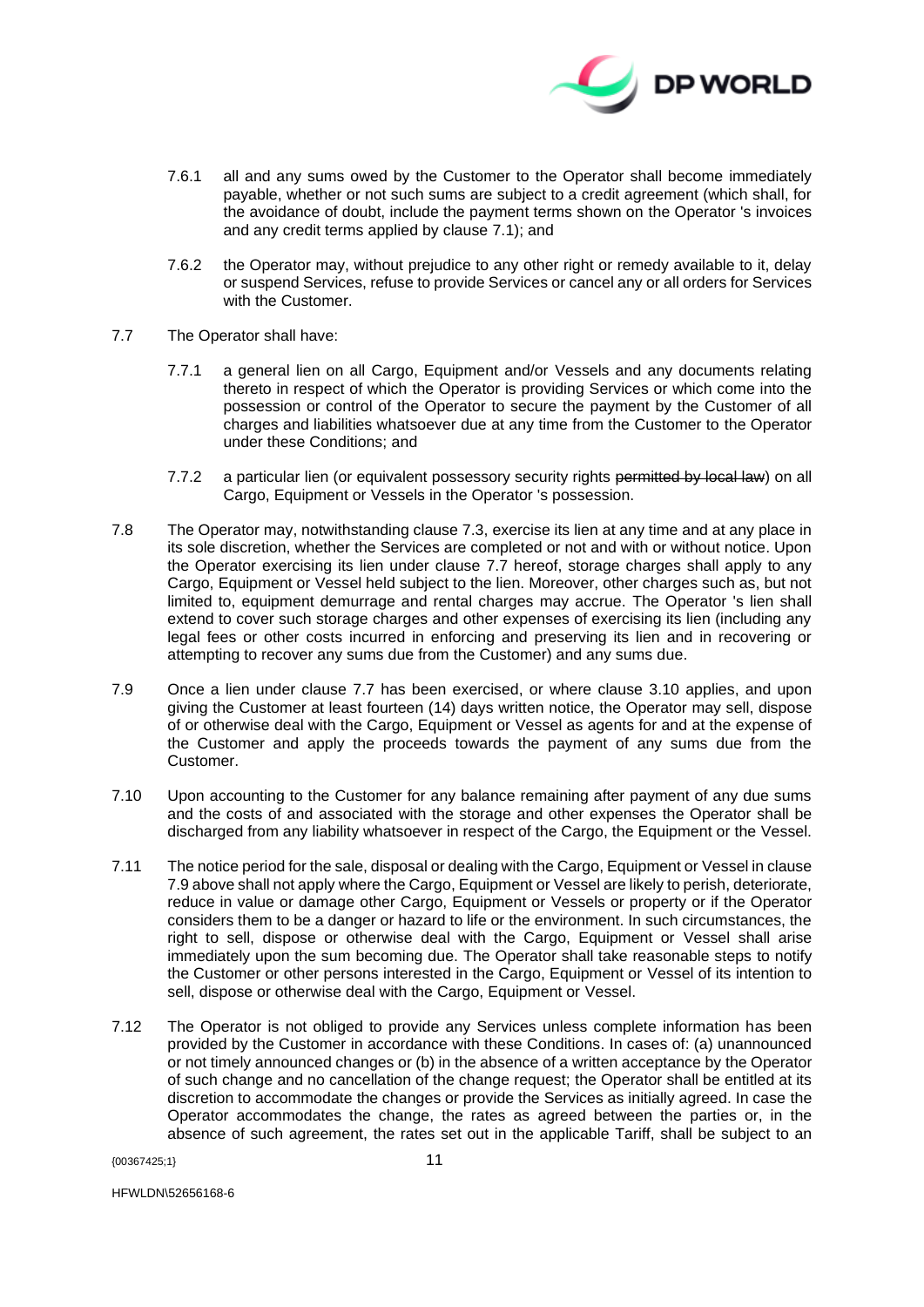7.6.1 all and any sums owed by the Customer to the Operator shall become immediately payable, whether or not such sums are subject to a credit agreement (which shall, for the avoidance of doubt, include the payment terms shown on the Operator 's invoices and any credit terms applied by clause 7.1); and

7.6.2 the Operator may, without prejudice to any other right or remedy available to it, delay or suspend Services, refuse to provide Services or cancel any or all orders for Services with the Customer.

7.7 The Operator shall have:

7.7.1 a general lien on all Cargo, Equipment and/or Vessels and any documents relating thereto in respect of which the Operator is providing Services or which come into the possession or control of the Operator to secure the payment by the Customer of all charges and liabilities whatsoever due at any time from the Customer to the Operator under these Conditions; and

7.7.2 a particular lien (or equivalent possessory security rights ~~permitted by local law~~) on all Cargo, Equipment or Vessels in the Operator 's possession.

7.8 The Operator may, notwithstanding clause 7.3, exercise its lien at any time and at any place in its sole discretion, whether the Services are completed or not and with or without notice. Upon the Operator exercising its lien under clause 7.7 hereof, storage charges shall apply to any Cargo, Equipment or Vessel held subject to the lien. Moreover, other charges such as, but not limited to, equipment demurrage and rental charges may accrue. The Operator 's lien shall extend to cover such storage charges and other expenses of exercising its lien (including any legal fees or other costs incurred in enforcing and preserving its lien and in recovering or attempting to recover any sums due from the Customer) and any sums due.

7.9 Once a lien under clause 7.7 has been exercised, or where clause 3.10 applies, and upon giving the Customer at least fourteen (14) days written notice, the Operator may sell, dispose of or otherwise deal with the Cargo, Equipment or Vessel as agents for and at the expense of the Customer and apply the proceeds towards the payment of any sums due from the Customer.

7.10 Upon accounting to the Customer for any balance remaining after payment of any due sums and the costs of and associated with the storage and other expenses the Operator shall be discharged from any liability whatsoever in respect of the Cargo, the Equipment or the Vessel.

7.11 The notice period for the sale, disposal or dealing with the Cargo, Equipment or Vessel in clause 7.9 above shall not apply where the Cargo, Equipment or Vessel are likely to perish, deteriorate, reduce in value or damage other Cargo, Equipment or Vessels or property or if the Operator considers them to be a danger or hazard to life or the environment. In such circumstances, the right to sell, dispose or otherwise deal with the Cargo, Equipment or Vessel shall arise immediately upon the sum becoming due. The Operator shall take reasonable steps to notify the Customer or other persons interested in the Cargo, Equipment or Vessel of its intention to sell, dispose or otherwise deal with the Cargo, Equipment or Vessel.

7.12 The Operator is not obliged to provide any Services unless complete information has been provided by the Customer in accordance with these Conditions. In cases of: (a) unannounced or not timely announced changes or (b) in the absence of a written acceptance by the Operator of such change and no cancellation of the change request; the Operator shall be entitled at its discretion to accommodate the changes or provide the Services as initially agreed. In case the Operator accommodates the change, the rates as agreed between the parties or, in the absence of such agreement, the rates set out in the applicable Tariff, shall be subject to an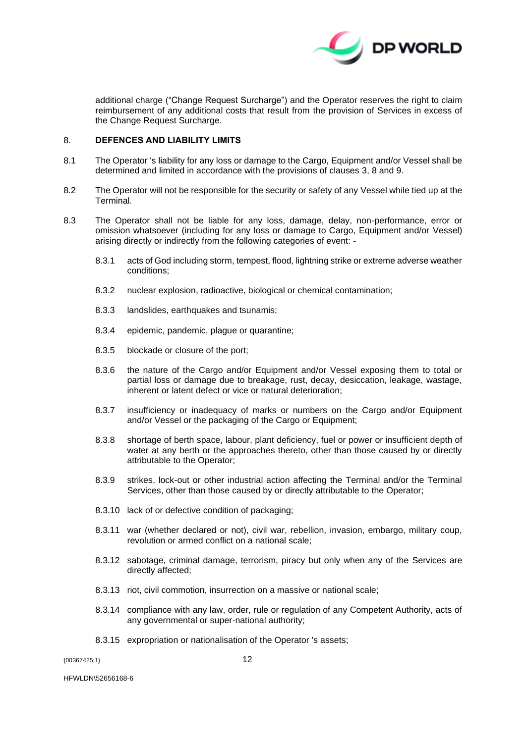additional charge ("Change Request Surcharge") and the Operator reserves the right to claim reimbursement of any additional costs that result from the provision of Services in excess of the Change Request Surcharge.

## 8. DEFENCES AND LIABILITY LIMITS

8.1 The Operator 's liability for any loss or damage to the Cargo, Equipment and/or Vessel shall be determined and limited in accordance with the provisions of clauses 3, 8 and 9.

8.2 The Operator will not be responsible for the security or safety of any Vessel while tied up at the Terminal.

8.3 The Operator shall not be liable for any loss, damage, delay, non-performance, error or omission whatsoever (including for any loss or damage to Cargo, Equipment and/or Vessel) arising directly or indirectly from the following categories of event: -

8.3.1 acts of God including storm, tempest, flood, lightning strike or extreme adverse weather conditions;

8.3.2 nuclear explosion, radioactive, biological or chemical contamination;

8.3.3 landslides, earthquakes and tsunamis;

8.3.4 epidemic, pandemic, plague or quarantine;

8.3.5 blockade or closure of the port;

8.3.6 the nature of the Cargo and/or Equipment and/or Vessel exposing them to total or partial loss or damage due to breakage, rust, decay, desiccation, leakage, wastage, inherent or latent defect or vice or natural deterioration;

8.3.7 insufficiency or inadequacy of marks or numbers on the Cargo and/or Equipment and/or Vessel or the packaging of the Cargo or Equipment;

8.3.8 shortage of berth space, labour, plant deficiency, fuel or power or insufficient depth of water at any berth or the approaches thereto, other than those caused by or directly attributable to the Operator;

8.3.9 strikes, lock-out or other industrial action affecting the Terminal and/or the Terminal Services, other than those caused by or directly attributable to the Operator;

8.3.10 lack of or defective condition of packaging;

8.3.11 war (whether declared or not), civil war, rebellion, invasion, embargo, military coup, revolution or armed conflict on a national scale;

8.3.12 sabotage, criminal damage, terrorism, piracy but only when any of the Services are directly affected;

8.3.13 riot, civil commotion, insurrection on a massive or national scale;

8.3.14 compliance with any law, order, rule or regulation of any Competent Authority, acts of any governmental or super-national authority;

8.3.15 expropriation or nationalisation of the Operator 's assets;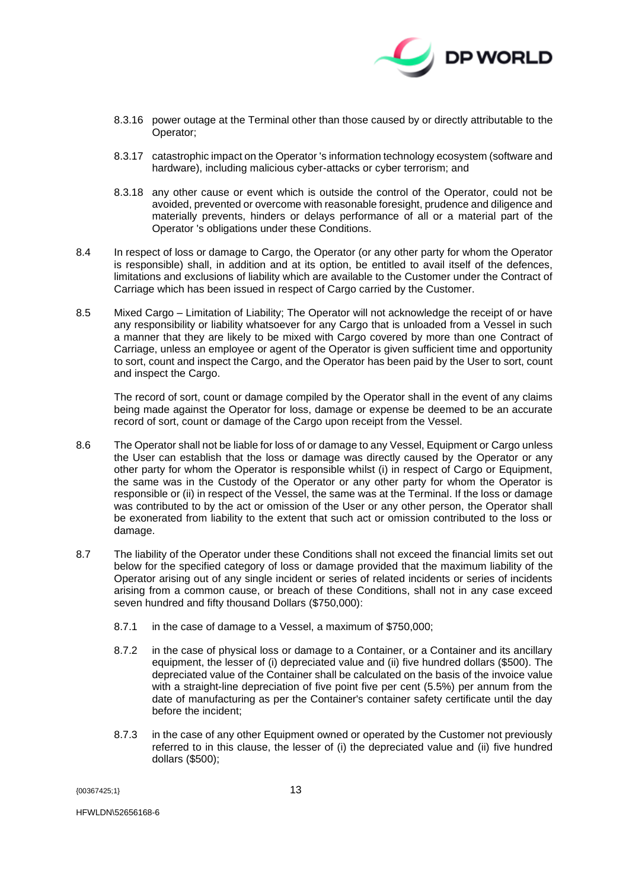8.3.16 power outage at the Terminal other than those caused by or directly attributable to the Operator;

8.3.17 catastrophic impact on the Operator 's information technology ecosystem (software and hardware), including malicious cyber-attacks or cyber terrorism; and

8.3.18 any other cause or event which is outside the control of the Operator, could not be avoided, prevented or overcome with reasonable foresight, prudence and diligence and materially prevents, hinders or delays performance of all or a material part of the Operator 's obligations under these Conditions.

8.4 In respect of loss or damage to Cargo, the Operator (or any other party for whom the Operator is responsible) shall, in addition and at its option, be entitled to avail itself of the defences, limitations and exclusions of liability which are available to the Customer under the Contract of Carriage which has been issued in respect of Cargo carried by the Customer.

8.5 Mixed Cargo – Limitation of Liability; The Operator will not acknowledge the receipt of or have any responsibility or liability whatsoever for any Cargo that is unloaded from a Vessel in such a manner that they are likely to be mixed with Cargo covered by more than one Contract of Carriage, unless an employee or agent of the Operator is given sufficient time and opportunity to sort, count and inspect the Cargo, and the Operator has been paid by the User to sort, count and inspect the Cargo.

The record of sort, count or damage compiled by the Operator shall in the event of any claims being made against the Operator for loss, damage or expense be deemed to be an accurate record of sort, count or damage of the Cargo upon receipt from the Vessel.

8.6 The Operator shall not be liable for loss of or damage to any Vessel, Equipment or Cargo unless the User can establish that the loss or damage was directly caused by the Operator or any other party for whom the Operator is responsible whilst (i) in respect of Cargo or Equipment, the same was in the Custody of the Operator or any other party for whom the Operator is responsible or (ii) in respect of the Vessel, the same was at the Terminal. If the loss or damage was contributed to by the act or omission of the User or any other person, the Operator shall be exonerated from liability to the extent that such act or omission contributed to the loss or damage.

8.7 The liability of the Operator under these Conditions shall not exceed the financial limits set out below for the specified category of loss or damage provided that the maximum liability of the Operator arising out of any single incident or series of related incidents or series of incidents arising from a common cause, or breach of these Conditions, shall not in any case exceed seven hundred and fifty thousand Dollars ($750,000):

8.7.1 in the case of damage to a Vessel, a maximum of $750,000;

8.7.2 in the case of physical loss or damage to a Container, or a Container and its ancillary equipment, the lesser of (i) depreciated value and (ii) five hundred dollars ($500). The depreciated value of the Container shall be calculated on the basis of the invoice value with a straight-line depreciation of five point five per cent (5.5%) per annum from the date of manufacturing as per the Container's container safety certificate until the day before the incident;

8.7.3 in the case of any other Equipment owned or operated by the Customer not previously referred to in this clause, the lesser of (i) the depreciated value and (ii) five hundred dollars ($500);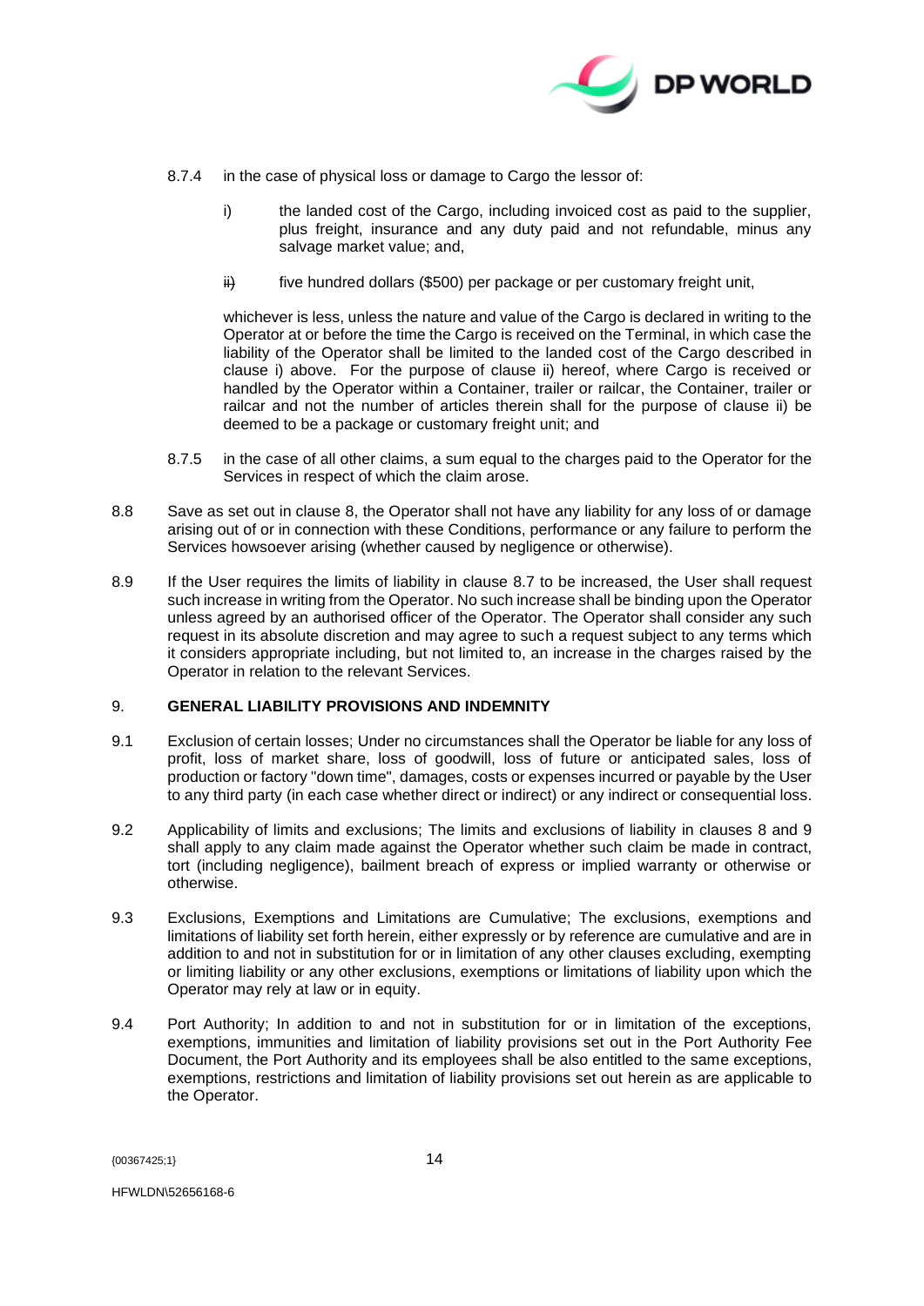8.7.4 in the case of physical loss or damage to Cargo the lessor of:

i) the landed cost of the Cargo, including invoiced cost as paid to the supplier, plus freight, insurance and any duty paid and not refundable, minus any salvage market value; and,

ii) five hundred dollars ($500) per package or per customary freight unit,

whichever is less, unless the nature and value of the Cargo is declared in writing to the Operator at or before the time the Cargo is received on the Terminal, in which case the liability of the Operator shall be limited to the landed cost of the Cargo described in clause i) above. For the purpose of clause ii) hereof, where Cargo is received or handled by the Operator within a Container, trailer or railcar, the Container, trailer or railcar and not the number of articles therein shall for the purpose of clause ii) be deemed to be a package or customary freight unit; and

8.7.5 in the case of all other claims, a sum equal to the charges paid to the Operator for the Services in respect of which the claim arose.

8.8 Save as set out in clause 8, the Operator shall not have any liability for any loss of or damage arising out of or in connection with these Conditions, performance or any failure to perform the Services howsoever arising (whether caused by negligence or otherwise).

8.9 If the User requires the limits of liability in clause 8.7 to be increased, the User shall request such increase in writing from the Operator. No such increase shall be binding upon the Operator unless agreed by an authorised officer of the Operator. The Operator shall consider any such request in its absolute discretion and may agree to such a request subject to any terms which it considers appropriate including, but not limited to, an increase in the charges raised by the Operator in relation to the relevant Services.

## 9. GENERAL LIABILITY PROVISIONS AND INDEMNITY

9.1 Exclusion of certain losses; Under no circumstances shall the Operator be liable for any loss of profit, loss of market share, loss of goodwill, loss of future or anticipated sales, loss of production or factory "down time", damages, costs or expenses incurred or payable by the User to any third party (in each case whether direct or indirect) or any indirect or consequential loss.

9.2 Applicability of limits and exclusions; The limits and exclusions of liability in clauses 8 and 9 shall apply to any claim made against the Operator whether such claim be made in contract, tort (including negligence), bailment breach of express or implied warranty or otherwise or otherwise.

9.3 Exclusions, Exemptions and Limitations are Cumulative; The exclusions, exemptions and limitations of liability set forth herein, either expressly or by reference are cumulative and are in addition to and not in substitution for or in limitation of any other clauses excluding, exempting or limiting liability or any other exclusions, exemptions or limitations of liability upon which the Operator may rely at law or in equity.

9.4 Port Authority; In addition to and not in substitution for or in limitation of the exceptions, exemptions, immunities and limitation of liability provisions set out in the Port Authority Fee Document, the Port Authority and its employees shall be also entitled to the same exceptions, exemptions, restrictions and limitation of liability provisions set out herein as are applicable to the Operator.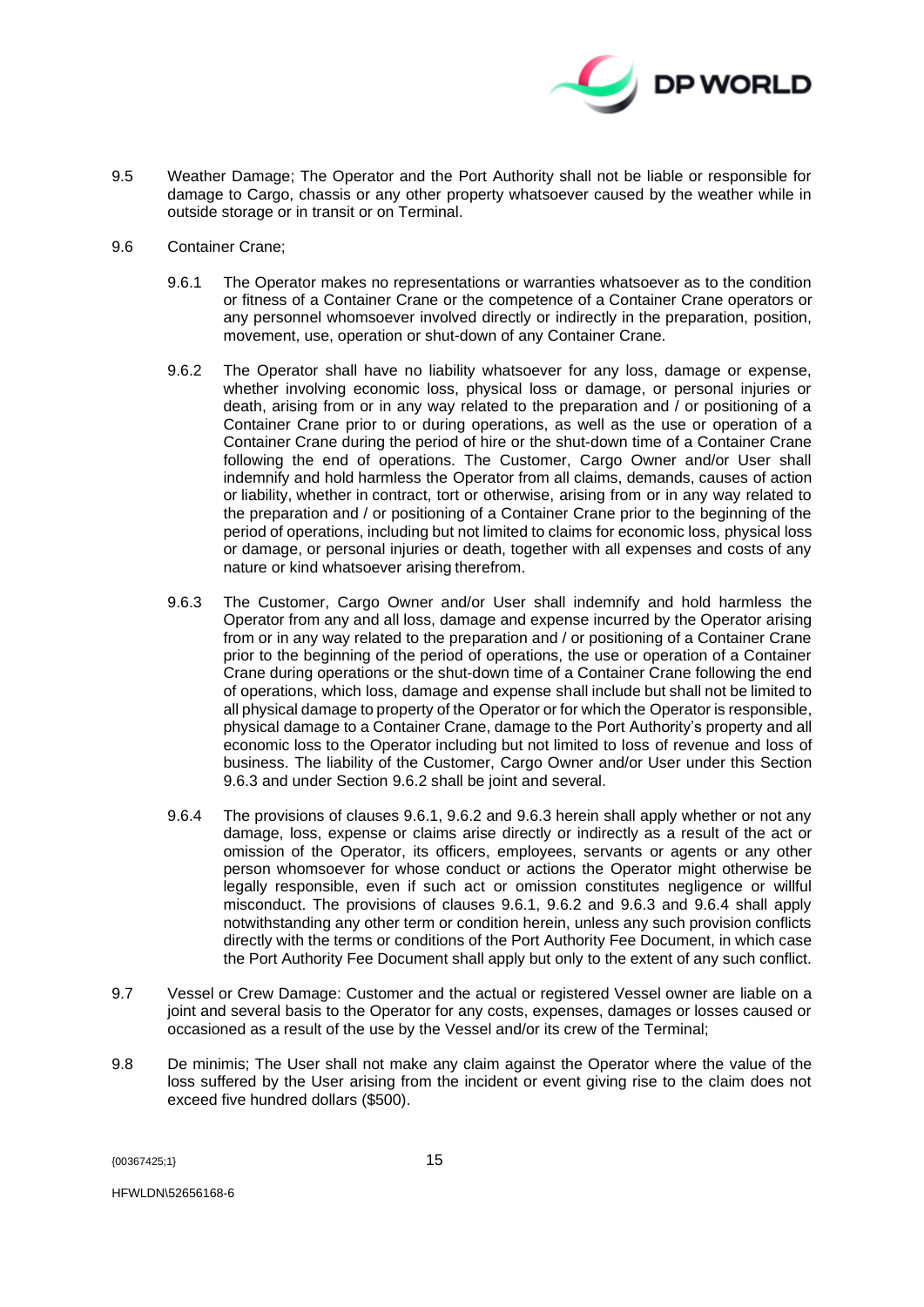9.5 Weather Damage; The Operator and the Port Authority shall not be liable or responsible for damage to Cargo, chassis or any other property whatsoever caused by the weather while in outside storage or in transit or on Terminal.

9.6 Container Crane;

9.6.1 The Operator makes no representations or warranties whatsoever as to the condition or fitness of a Container Crane or the competence of a Container Crane operators or any personnel whomsoever involved directly or indirectly in the preparation, position, movement, use, operation or shut-down of any Container Crane.

9.6.2 The Operator shall have no liability whatsoever for any loss, damage or expense, whether involving economic loss, physical loss or damage, or personal injuries or death, arising from or in any way related to the preparation and / or positioning of a Container Crane prior to or during operations, as well as the use or operation of a Container Crane during the period of hire or the shut-down time of a Container Crane following the end of operations. The Customer, Cargo Owner and/or User shall indemnify and hold harmless the Operator from all claims, demands, causes of action or liability, whether in contract, tort or otherwise, arising from or in any way related to the preparation and / or positioning of a Container Crane prior to the beginning of the period of operations, including but not limited to claims for economic loss, physical loss or damage, or personal injuries or death, together with all expenses and costs of any nature or kind whatsoever arising therefrom.

9.6.3 The Customer, Cargo Owner and/or User shall indemnify and hold harmless the Operator from any and all loss, damage and expense incurred by the Operator arising from or in any way related to the preparation and / or positioning of a Container Crane prior to the beginning of the period of operations, the use or operation of a Container Crane during operations or the shut-down time of a Container Crane following the end of operations, which loss, damage and expense shall include but shall not be limited to all physical damage to property of the Operator or for which the Operator is responsible, physical damage to a Container Crane, damage to the Port Authority's property and all economic loss to the Operator including but not limited to loss of revenue and loss of business. The liability of the Customer, Cargo Owner and/or User under this Section 9.6.3 and under Section 9.6.2 shall be joint and several.

9.6.4 The provisions of clauses 9.6.1, 9.6.2 and 9.6.3 herein shall apply whether or not any damage, loss, expense or claims arise directly or indirectly as a result of the act or omission of the Operator, its officers, employees, servants or agents or any other person whomsoever for whose conduct or actions the Operator might otherwise be legally responsible, even if such act or omission constitutes negligence or willful misconduct. The provisions of clauses 9.6.1, 9.6.2 and 9.6.3 and 9.6.4 shall apply notwithstanding any other term or condition herein, unless any such provision conflicts directly with the terms or conditions of the Port Authority Fee Document, in which case the Port Authority Fee Document shall apply but only to the extent of any such conflict.

9.7 Vessel or Crew Damage: Customer and the actual or registered Vessel owner are liable on a joint and several basis to the Operator for any costs, expenses, damages or losses caused or occasioned as a result of the use by the Vessel and/or its crew of the Terminal;

9.8 De minimis; The User shall not make any claim against the Operator where the value of the loss suffered by the User arising from the incident or event giving rise to the claim does not exceed five hundred dollars ($500).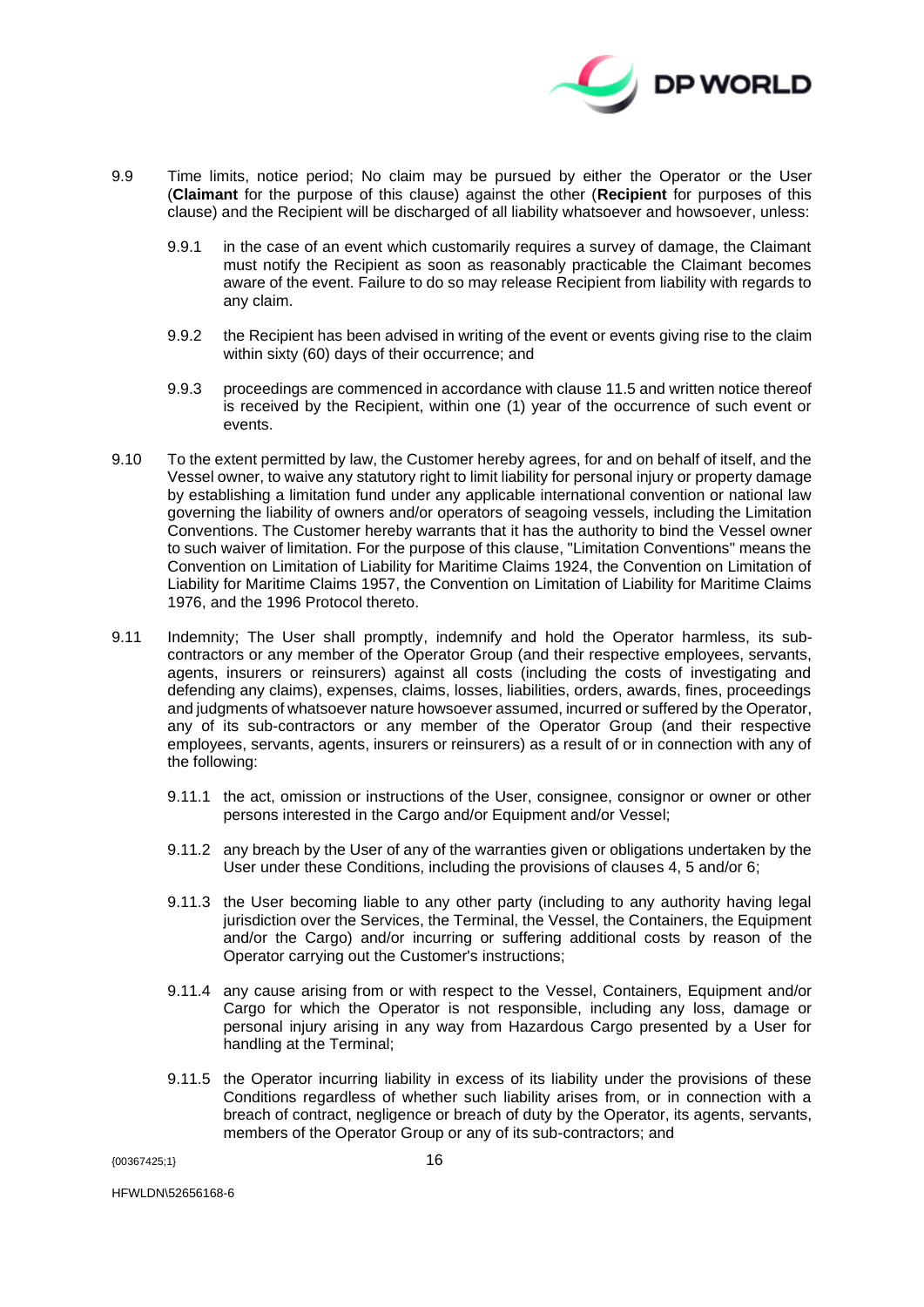9.9 Time limits, notice period; No claim may be pursued by either the Operator or the User (**Claimant** for the purpose of this clause) against the other (**Recipient** for purposes of this clause) and the Recipient will be discharged of all liability whatsoever and howsoever, unless:

  9.9.1 in the case of an event which customarily requires a survey of damage, the Claimant must notify the Recipient as soon as reasonably practicable the Claimant becomes aware of the event. Failure to do so may release Recipient from liability with regards to any claim.

  9.9.2 the Recipient has been advised in writing of the event or events giving rise to the claim within sixty (60) days of their occurrence; and

  9.9.3 proceedings are commenced in accordance with clause 11.5 and written notice thereof is received by the Recipient, within one (1) year of the occurrence of such event or events.

9.10 To the extent permitted by law, the Customer hereby agrees, for and on behalf of itself, and the Vessel owner, to waive any statutory right to limit liability for personal injury or property damage by establishing a limitation fund under any applicable international convention or national law governing the liability of owners and/or operators of seagoing vessels, including the Limitation Conventions. The Customer hereby warrants that it has the authority to bind the Vessel owner to such waiver of limitation. For the purpose of this clause, "Limitation Conventions" means the Convention on Limitation of Liability for Maritime Claims 1924, the Convention on Limitation of Liability for Maritime Claims 1957, the Convention on Limitation of Liability for Maritime Claims 1976, and the 1996 Protocol thereto.

9.11 Indemnity; The User shall promptly, indemnify and hold the Operator harmless, its sub-contractors or any member of the Operator Group (and their respective employees, servants, agents, insurers or reinsurers) against all costs (including the costs of investigating and defending any claims), expenses, claims, losses, liabilities, orders, awards, fines, proceedings and judgments of whatsoever nature howsoever assumed, incurred or suffered by the Operator, any of its sub-contractors or any member of the Operator Group (and their respective employees, servants, agents, insurers or reinsurers) as a result of or in connection with any of the following:

  9.11.1 the act, omission or instructions of the User, consignee, consignor or owner or other persons interested in the Cargo and/or Equipment and/or Vessel;

  9.11.2 any breach by the User of any of the warranties given or obligations undertaken by the User under these Conditions, including the provisions of clauses 4, 5 and/or 6;

  9.11.3 the User becoming liable to any other party (including to any authority having legal jurisdiction over the Services, the Terminal, the Vessel, the Containers, the Equipment and/or the Cargo) and/or incurring or suffering additional costs by reason of the Operator carrying out the Customer's instructions;

  9.11.4 any cause arising from or with respect to the Vessel, Containers, Equipment and/or Cargo for which the Operator is not responsible, including any loss, damage or personal injury arising in any way from Hazardous Cargo presented by a User for handling at the Terminal;

  9.11.5 the Operator incurring liability in excess of its liability under the provisions of these Conditions regardless of whether such liability arises from, or in connection with a breach of contract, negligence or breach of duty by the Operator, its agents, servants, members of the Operator Group or any of its sub-contractors; and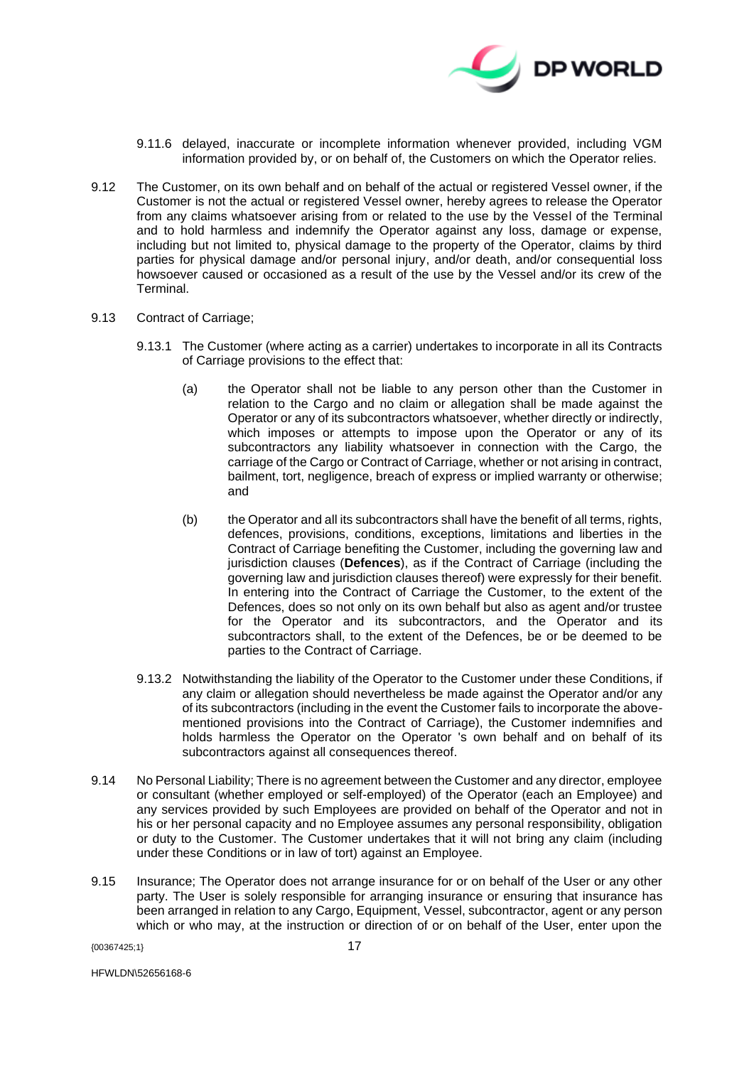9.11.6 delayed, inaccurate or incomplete information whenever provided, including VGM information provided by, or on behalf of, the Customers on which the Operator relies.

9.12 The Customer, on its own behalf and on behalf of the actual or registered Vessel owner, if the Customer is not the actual or registered Vessel owner, hereby agrees to release the Operator from any claims whatsoever arising from or related to the use by the Vessel of the Terminal and to hold harmless and indemnify the Operator against any loss, damage or expense, including but not limited to, physical damage to the property of the Operator, claims by third parties for physical damage and/or personal injury, and/or death, and/or consequential loss howsoever caused or occasioned as a result of the use by the Vessel and/or its crew of the Terminal.

9.13 Contract of Carriage;

9.13.1 The Customer (where acting as a carrier) undertakes to incorporate in all its Contracts of Carriage provisions to the effect that:

(a) the Operator shall not be liable to any person other than the Customer in relation to the Cargo and no claim or allegation shall be made against the Operator or any of its subcontractors whatsoever, whether directly or indirectly, which imposes or attempts to impose upon the Operator or any of its subcontractors any liability whatsoever in connection with the Cargo, the carriage of the Cargo or Contract of Carriage, whether or not arising in contract, bailment, tort, negligence, breach of express or implied warranty or otherwise; and

(b) the Operator and all its subcontractors shall have the benefit of all terms, rights, defences, provisions, conditions, exceptions, limitations and liberties in the Contract of Carriage benefiting the Customer, including the governing law and jurisdiction clauses (**Defences**), as if the Contract of Carriage (including the governing law and jurisdiction clauses thereof) were expressly for their benefit. In entering into the Contract of Carriage the Customer, to the extent of the Defences, does so not only on its own behalf but also as agent and/or trustee for the Operator and its subcontractors, and the Operator and its subcontractors shall, to the extent of the Defences, be or be deemed to be parties to the Contract of Carriage.

9.13.2 Notwithstanding the liability of the Operator to the Customer under these Conditions, if any claim or allegation should nevertheless be made against the Operator and/or any of its subcontractors (including in the event the Customer fails to incorporate the above-mentioned provisions into the Contract of Carriage), the Customer indemnifies and holds harmless the Operator on the Operator 's own behalf and on behalf of its subcontractors against all consequences thereof.

9.14 No Personal Liability; There is no agreement between the Customer and any director, employee or consultant (whether employed or self-employed) of the Operator (each an Employee) and any services provided by such Employees are provided on behalf of the Operator and not in his or her personal capacity and no Employee assumes any personal responsibility, obligation or duty to the Customer. The Customer undertakes that it will not bring any claim (including under these Conditions or in law of tort) against an Employee.

9.15 Insurance; The Operator does not arrange insurance for or on behalf of the User or any other party. The User is solely responsible for arranging insurance or ensuring that insurance has been arranged in relation to any Cargo, Equipment, Vessel, subcontractor, agent or any person which or who may, at the instruction or direction of or on behalf of the User, enter upon the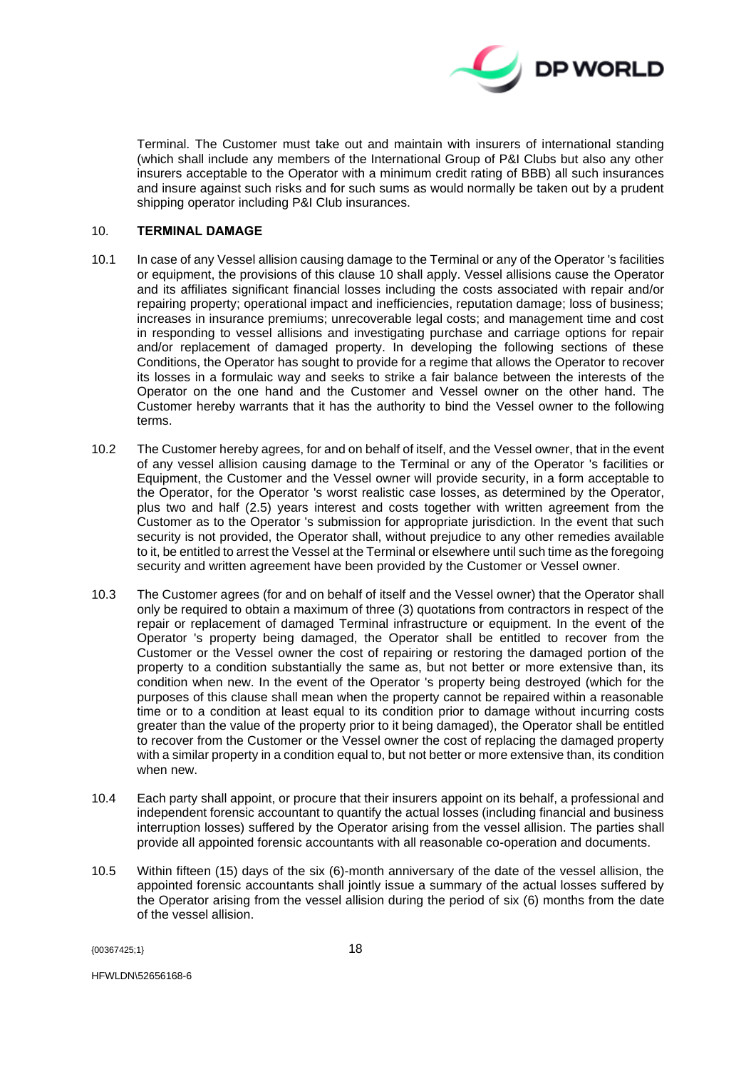Terminal. The Customer must take out and maintain with insurers of international standing (which shall include any members of the International Group of P&I Clubs but also any other insurers acceptable to the Operator with a minimum credit rating of BBB) all such insurances and insure against such risks and for such sums as would normally be taken out by a prudent shipping operator including P&I Club insurances.

## 10. TERMINAL DAMAGE

10.1 In case of any Vessel allision causing damage to the Terminal or any of the Operator 's facilities or equipment, the provisions of this clause 10 shall apply. Vessel allisions cause the Operator and its affiliates significant financial losses including the costs associated with repair and/or repairing property; operational impact and inefficiencies, reputation damage; loss of business; increases in insurance premiums; unrecoverable legal costs; and management time and cost in responding to vessel allisions and investigating purchase and carriage options for repair and/or replacement of damaged property. In developing the following sections of these Conditions, the Operator has sought to provide for a regime that allows the Operator to recover its losses in a formulaic way and seeks to strike a fair balance between the interests of the Operator on the one hand and the Customer and Vessel owner on the other hand. The Customer hereby warrants that it has the authority to bind the Vessel owner to the following terms.

10.2 The Customer hereby agrees, for and on behalf of itself, and the Vessel owner, that in the event of any vessel allision causing damage to the Terminal or any of the Operator 's facilities or Equipment, the Customer and the Vessel owner will provide security, in a form acceptable to the Operator, for the Operator 's worst realistic case losses, as determined by the Operator, plus two and half (2.5) years interest and costs together with written agreement from the Customer as to the Operator 's submission for appropriate jurisdiction. In the event that such security is not provided, the Operator shall, without prejudice to any other remedies available to it, be entitled to arrest the Vessel at the Terminal or elsewhere until such time as the foregoing security and written agreement have been provided by the Customer or Vessel owner.

10.3 The Customer agrees (for and on behalf of itself and the Vessel owner) that the Operator shall only be required to obtain a maximum of three (3) quotations from contractors in respect of the repair or replacement of damaged Terminal infrastructure or equipment. In the event of the Operator 's property being damaged, the Operator shall be entitled to recover from the Customer or the Vessel owner the cost of repairing or restoring the damaged portion of the property to a condition substantially the same as, but not better or more extensive than, its condition when new. In the event of the Operator 's property being destroyed (which for the purposes of this clause shall mean when the property cannot be repaired within a reasonable time or to a condition at least equal to its condition prior to damage without incurring costs greater than the value of the property prior to it being damaged), the Operator shall be entitled to recover from the Customer or the Vessel owner the cost of replacing the damaged property with a similar property in a condition equal to, but not better or more extensive than, its condition when new.

10.4 Each party shall appoint, or procure that their insurers appoint on its behalf, a professional and independent forensic accountant to quantify the actual losses (including financial and business interruption losses) suffered by the Operator arising from the vessel allision. The parties shall provide all appointed forensic accountants with all reasonable co-operation and documents.

10.5 Within fifteen (15) days of the six (6)-month anniversary of the date of the vessel allision, the appointed forensic accountants shall jointly issue a summary of the actual losses suffered by the Operator arising from the vessel allision during the period of six (6) months from the date of the vessel allision.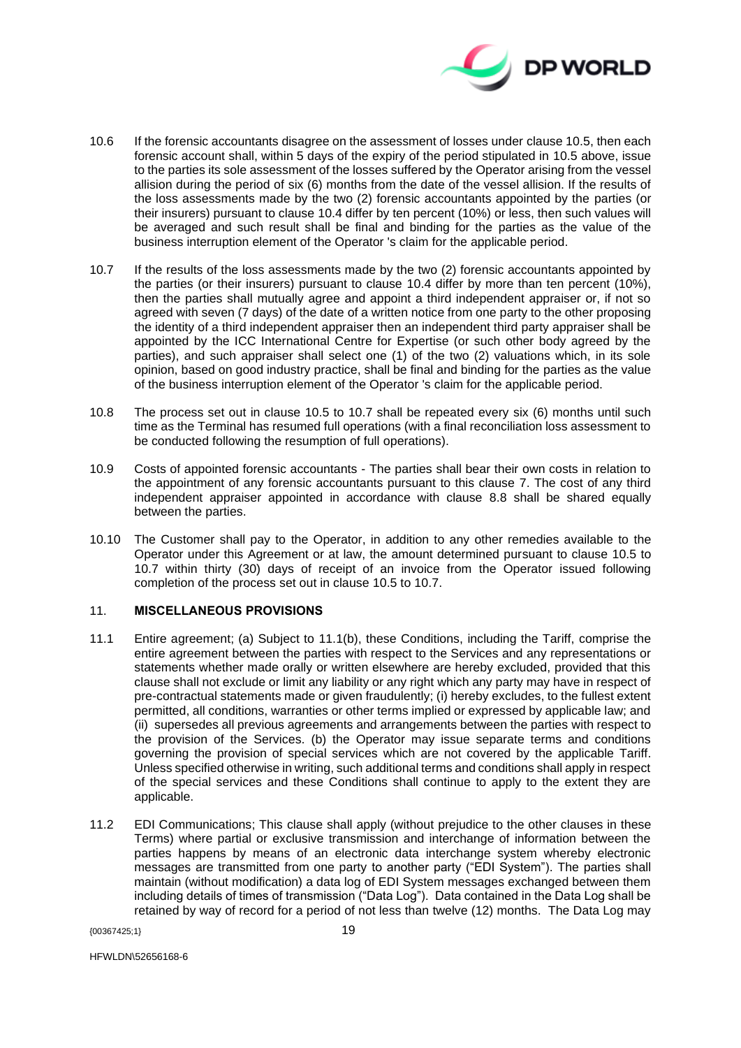10.6 If the forensic accountants disagree on the assessment of losses under clause 10.5, then each forensic account shall, within 5 days of the expiry of the period stipulated in 10.5 above, issue to the parties its sole assessment of the losses suffered by the Operator arising from the vessel allision during the period of six (6) months from the date of the vessel allision. If the results of the loss assessments made by the two (2) forensic accountants appointed by the parties (or their insurers) pursuant to clause 10.4 differ by ten percent (10%) or less, then such values will be averaged and such result shall be final and binding for the parties as the value of the business interruption element of the Operator 's claim for the applicable period.

10.7 If the results of the loss assessments made by the two (2) forensic accountants appointed by the parties (or their insurers) pursuant to clause 10.4 differ by more than ten percent (10%), then the parties shall mutually agree and appoint a third independent appraiser or, if not so agreed with seven (7 days) of the date of a written notice from one party to the other proposing the identity of a third independent appraiser then an independent third party appraiser shall be appointed by the ICC International Centre for Expertise (or such other body agreed by the parties), and such appraiser shall select one (1) of the two (2) valuations which, in its sole opinion, based on good industry practice, shall be final and binding for the parties as the value of the business interruption element of the Operator 's claim for the applicable period.

10.8 The process set out in clause 10.5 to 10.7 shall be repeated every six (6) months until such time as the Terminal has resumed full operations (with a final reconciliation loss assessment to be conducted following the resumption of full operations).

10.9 Costs of appointed forensic accountants - The parties shall bear their own costs in relation to the appointment of any forensic accountants pursuant to this clause 7. The cost of any third independent appraiser appointed in accordance with clause 8.8 shall be shared equally between the parties.

10.10 The Customer shall pay to the Operator, in addition to any other remedies available to the Operator under this Agreement or at law, the amount determined pursuant to clause 10.5 to 10.7 within thirty (30) days of receipt of an invoice from the Operator issued following completion of the process set out in clause 10.5 to 10.7.

## 11. MISCELLANEOUS PROVISIONS

11.1 Entire agreement; (a) Subject to 11.1(b), these Conditions, including the Tariff, comprise the entire agreement between the parties with respect to the Services and any representations or statements whether made orally or written elsewhere are hereby excluded, provided that this clause shall not exclude or limit any liability or any right which any party may have in respect of pre-contractual statements made or given fraudulently; (i) hereby excludes, to the fullest extent permitted, all conditions, warranties or other terms implied or expressed by applicable law; and (ii) supersedes all previous agreements and arrangements between the parties with respect to the provision of the Services. (b) the Operator may issue separate terms and conditions governing the provision of special services which are not covered by the applicable Tariff. Unless specified otherwise in writing, such additional terms and conditions shall apply in respect of the special services and these Conditions shall continue to apply to the extent they are applicable.

11.2 EDI Communications; This clause shall apply (without prejudice to the other clauses in these Terms) where partial or exclusive transmission and interchange of information between the parties happens by means of an electronic data interchange system whereby electronic messages are transmitted from one party to another party ("EDI System"). The parties shall maintain (without modification) a data log of EDI System messages exchanged between them including details of times of transmission ("Data Log"). Data contained in the Data Log shall be retained by way of record for a period of not less than twelve (12) months. The Data Log may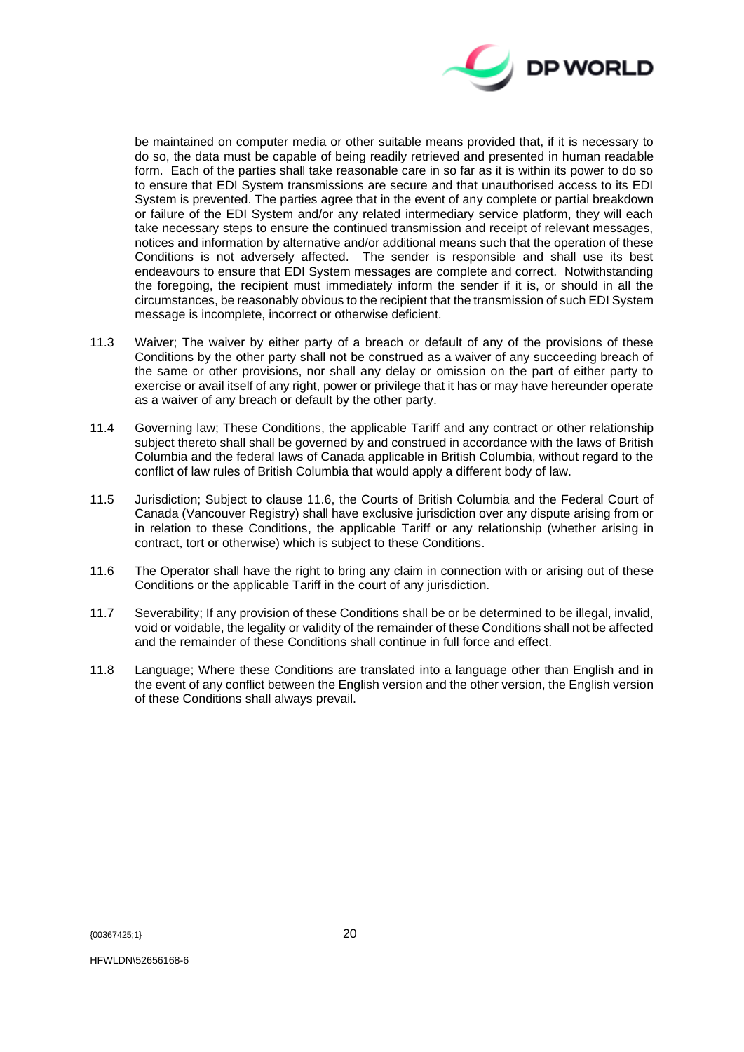be maintained on computer media or other suitable means provided that, if it is necessary to do so, the data must be capable of being readily retrieved and presented in human readable form. Each of the parties shall take reasonable care in so far as it is within its power to do so to ensure that EDI System transmissions are secure and that unauthorised access to its EDI System is prevented. The parties agree that in the event of any complete or partial breakdown or failure of the EDI System and/or any related intermediary service platform, they will each take necessary steps to ensure the continued transmission and receipt of relevant messages, notices and information by alternative and/or additional means such that the operation of these Conditions is not adversely affected. The sender is responsible and shall use its best endeavours to ensure that EDI System messages are complete and correct. Notwithstanding the foregoing, the recipient must immediately inform the sender if it is, or should in all the circumstances, be reasonably obvious to the recipient that the transmission of such EDI System message is incomplete, incorrect or otherwise deficient.

11.3 Waiver; The waiver by either party of a breach or default of any of the provisions of these Conditions by the other party shall not be construed as a waiver of any succeeding breach of the same or other provisions, nor shall any delay or omission on the part of either party to exercise or avail itself of any right, power or privilege that it has or may have hereunder operate as a waiver of any breach or default by the other party.

11.4 Governing law; These Conditions, the applicable Tariff and any contract or other relationship subject thereto shall shall be governed by and construed in accordance with the laws of British Columbia and the federal laws of Canada applicable in British Columbia, without regard to the conflict of law rules of British Columbia that would apply a different body of law.

11.5 Jurisdiction; Subject to clause 11.6, the Courts of British Columbia and the Federal Court of Canada (Vancouver Registry) shall have exclusive jurisdiction over any dispute arising from or in relation to these Conditions, the applicable Tariff or any relationship (whether arising in contract, tort or otherwise) which is subject to these Conditions.

11.6 The Operator shall have the right to bring any claim in connection with or arising out of these Conditions or the applicable Tariff in the court of any jurisdiction.

11.7 Severability; If any provision of these Conditions shall be or be determined to be illegal, invalid, void or voidable, the legality or validity of the remainder of these Conditions shall not be affected and the remainder of these Conditions shall continue in full force and effect.

11.8 Language; Where these Conditions are translated into a language other than English and in the event of any conflict between the English version and the other version, the English version of these Conditions shall always prevail.